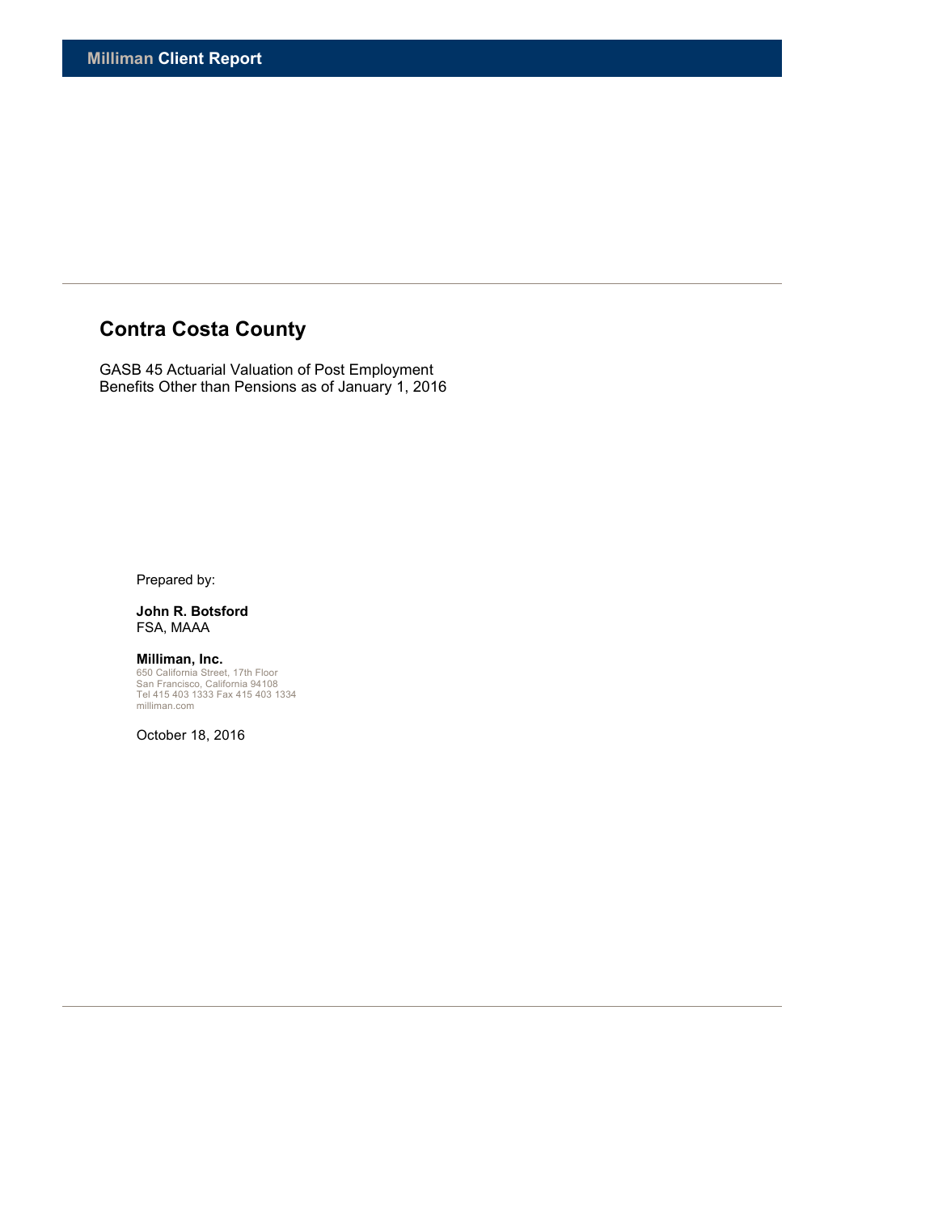**Milliman Client Report**

# Contra Costa County

GASB 45 Actuarial Valuation of Post Employment Benefits Other than Pensions as of January 1, 2016

Prepared by:

**John R. Botsford**
FSA, MAAA

**Milliman, Inc.**
650 California Street, 17th Floor
San Francisco, California 94108
Tel 415 403 1333 Fax 415 403 1334
milliman.com

October 18, 2016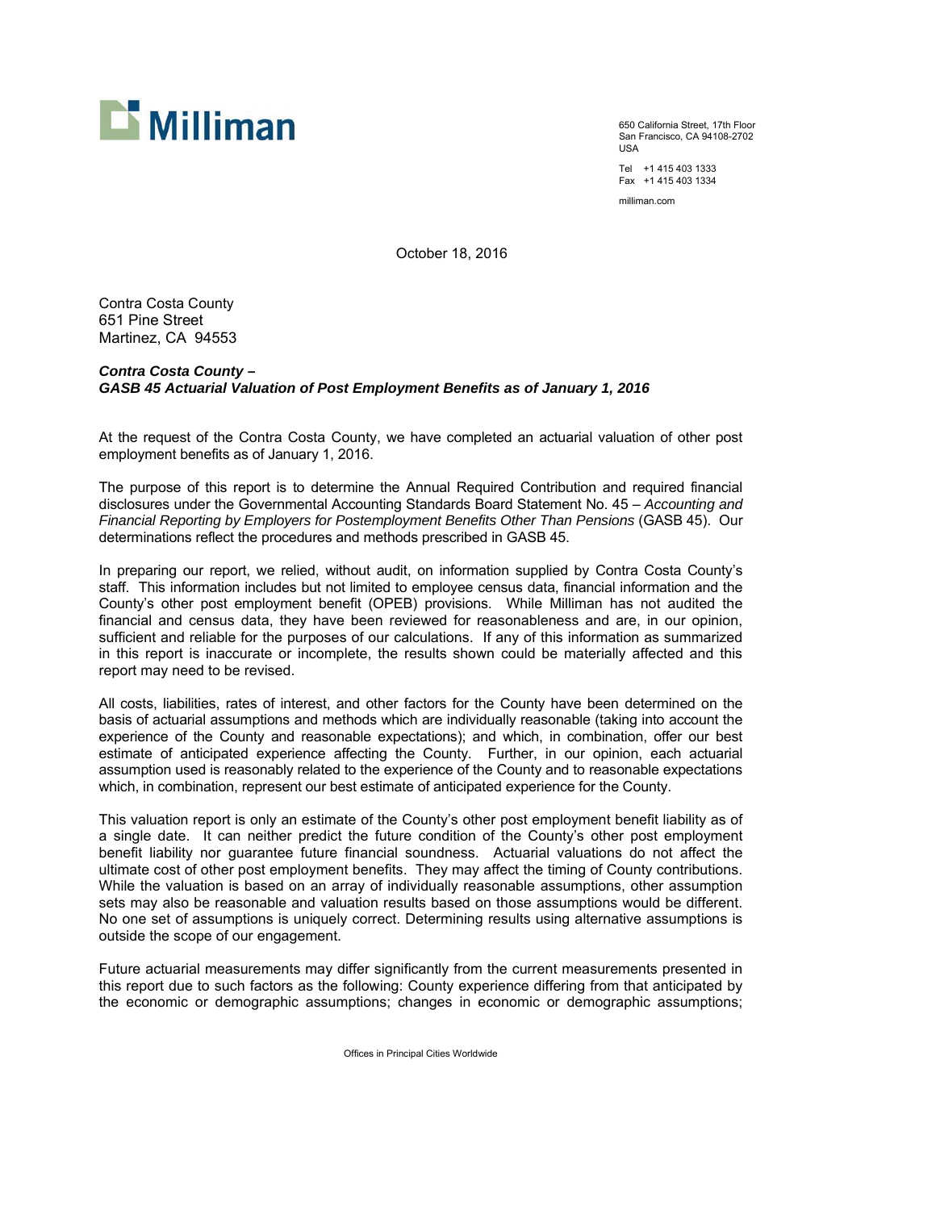650 California Street, 17th Floor
San Francisco, CA 94108-2702
USA

Tel +1 415 403 1333
Fax +1 415 403 1334

milliman.com

October 18, 2016

Contra Costa County
651 Pine Street
Martinez, CA 94553

***Contra Costa County –***
***GASB 45 Actuarial Valuation of Post Employment Benefits as of January 1, 2016***

At the request of the Contra Costa County, we have completed an actuarial valuation of other post employment benefits as of January 1, 2016.

The purpose of this report is to determine the Annual Required Contribution and required financial disclosures under the Governmental Accounting Standards Board Statement No. 45 – *Accounting and Financial Reporting by Employers for Postemployment Benefits Other Than Pensions* (GASB 45). Our determinations reflect the procedures and methods prescribed in GASB 45.

In preparing our report, we relied, without audit, on information supplied by Contra Costa County's staff. This information includes but not limited to employee census data, financial information and the County's other post employment benefit (OPEB) provisions. While Milliman has not audited the financial and census data, they have been reviewed for reasonableness and are, in our opinion, sufficient and reliable for the purposes of our calculations. If any of this information as summarized in this report is inaccurate or incomplete, the results shown could be materially affected and this report may need to be revised.

All costs, liabilities, rates of interest, and other factors for the County have been determined on the basis of actuarial assumptions and methods which are individually reasonable (taking into account the experience of the County and reasonable expectations); and which, in combination, offer our best estimate of anticipated experience affecting the County. Further, in our opinion, each actuarial assumption used is reasonably related to the experience of the County and to reasonable expectations which, in combination, represent our best estimate of anticipated experience for the County.

This valuation report is only an estimate of the County's other post employment benefit liability as of a single date. It can neither predict the future condition of the County's other post employment benefit liability nor guarantee future financial soundness. Actuarial valuations do not affect the ultimate cost of other post employment benefits. They may affect the timing of County contributions. While the valuation is based on an array of individually reasonable assumptions, other assumption sets may also be reasonable and valuation results based on those assumptions would be different. No one set of assumptions is uniquely correct. Determining results using alternative assumptions is outside the scope of our engagement.

Future actuarial measurements may differ significantly from the current measurements presented in this report due to such factors as the following: County experience differing from that anticipated by the economic or demographic assumptions; changes in economic or demographic assumptions;

Offices in Principal Cities Worldwide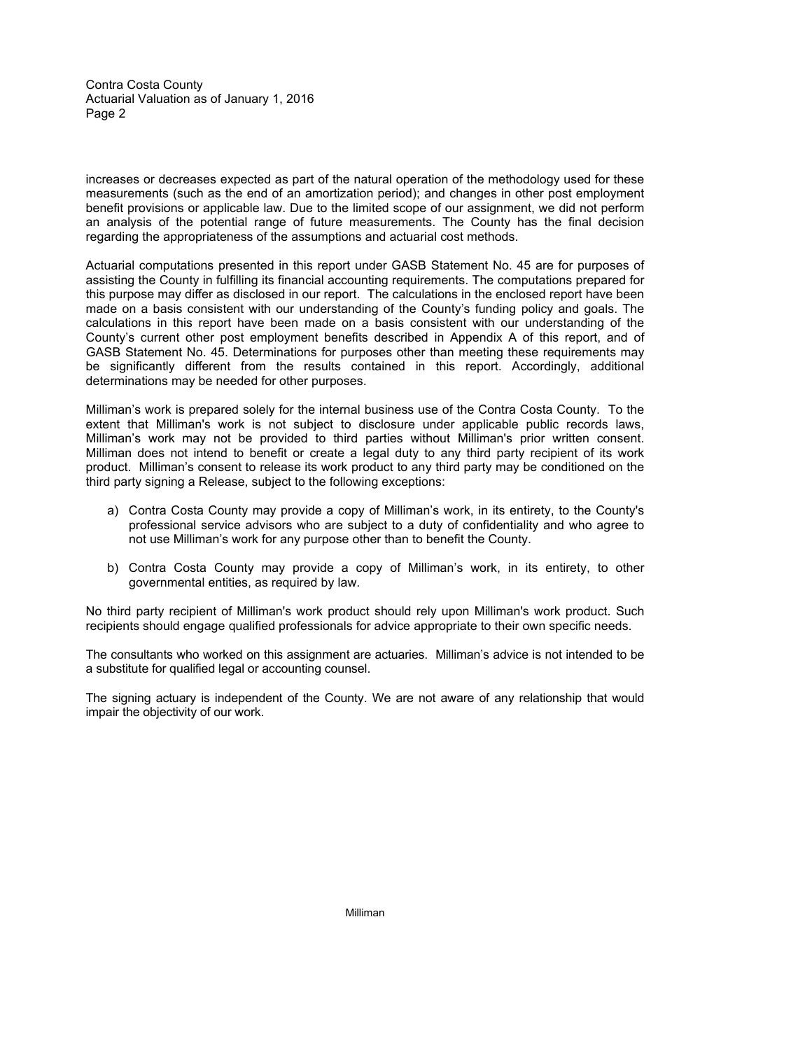increases or decreases expected as part of the natural operation of the methodology used for these measurements (such as the end of an amortization period); and changes in other post employment benefit provisions or applicable law. Due to the limited scope of our assignment, we did not perform an analysis of the potential range of future measurements. The County has the final decision regarding the appropriateness of the assumptions and actuarial cost methods.

Actuarial computations presented in this report under GASB Statement No. 45 are for purposes of assisting the County in fulfilling its financial accounting requirements. The computations prepared for this purpose may differ as disclosed in our report. The calculations in the enclosed report have been made on a basis consistent with our understanding of the County's funding policy and goals. The calculations in this report have been made on a basis consistent with our understanding of the County's current other post employment benefits described in Appendix A of this report, and of GASB Statement No. 45. Determinations for purposes other than meeting these requirements may be significantly different from the results contained in this report. Accordingly, additional determinations may be needed for other purposes.

Milliman's work is prepared solely for the internal business use of the Contra Costa County. To the extent that Milliman's work is not subject to disclosure under applicable public records laws, Milliman's work may not be provided to third parties without Milliman's prior written consent. Milliman does not intend to benefit or create a legal duty to any third party recipient of its work product. Milliman's consent to release its work product to any third party may be conditioned on the third party signing a Release, subject to the following exceptions:

a) Contra Costa County may provide a copy of Milliman's work, in its entirety, to the County's professional service advisors who are subject to a duty of confidentiality and who agree to not use Milliman's work for any purpose other than to benefit the County.

b) Contra Costa County may provide a copy of Milliman's work, in its entirety, to other governmental entities, as required by law.

No third party recipient of Milliman's work product should rely upon Milliman's work product. Such recipients should engage qualified professionals for advice appropriate to their own specific needs.

The consultants who worked on this assignment are actuaries. Milliman's advice is not intended to be a substitute for qualified legal or accounting counsel.

The signing actuary is independent of the County. We are not aware of any relationship that would impair the objectivity of our work.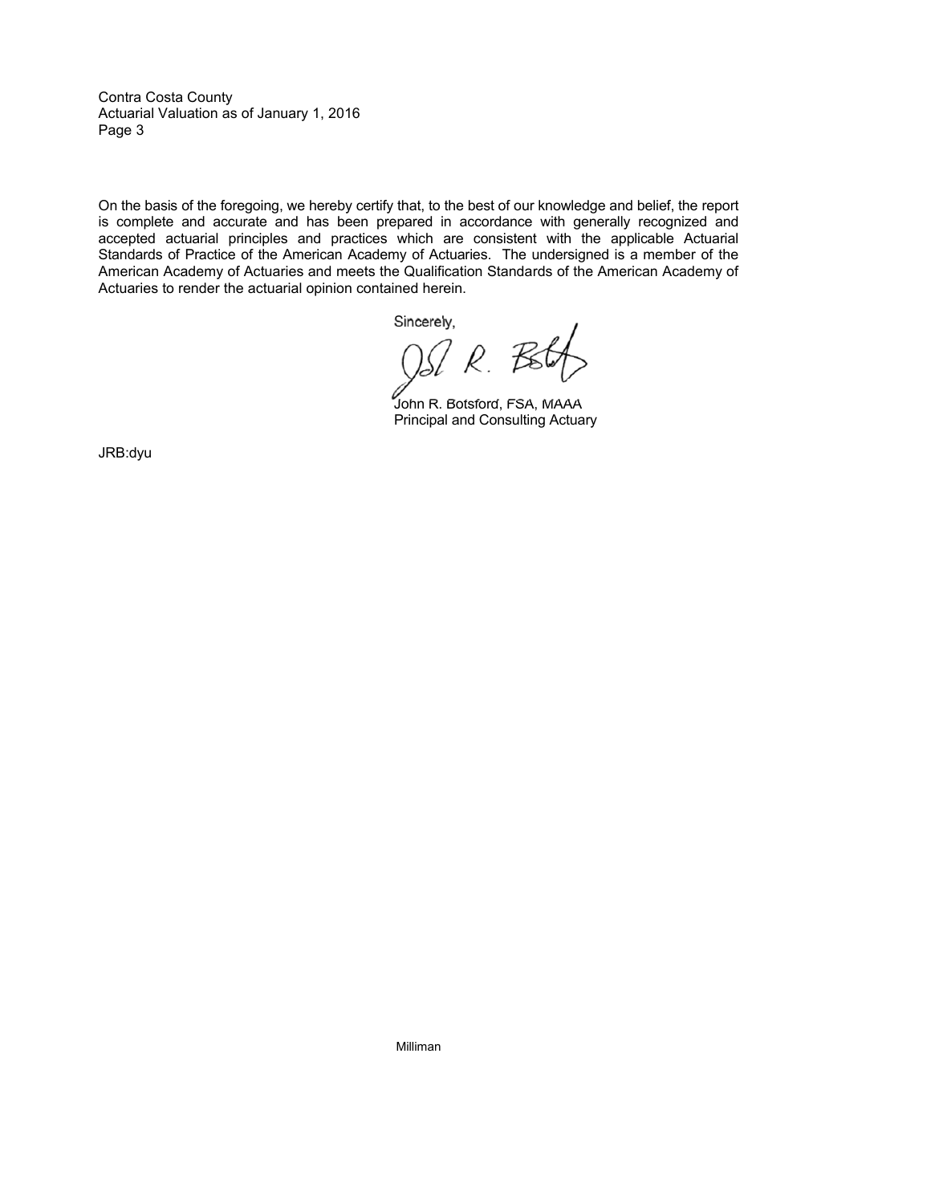On the basis of the foregoing, we hereby certify that, to the best of our knowledge and belief, the report is complete and accurate and has been prepared in accordance with generally recognized and accepted actuarial principles and practices which are consistent with the applicable Actuarial Standards of Practice of the American Academy of Actuaries. The undersigned is a member of the American Academy of Actuaries and meets the Qualification Standards of the American Academy of Actuaries to render the actuarial opinion contained herein.

Sincerely,

John R. Botsford, FSA, MAAA
Principal and Consulting Actuary

JRB:dyu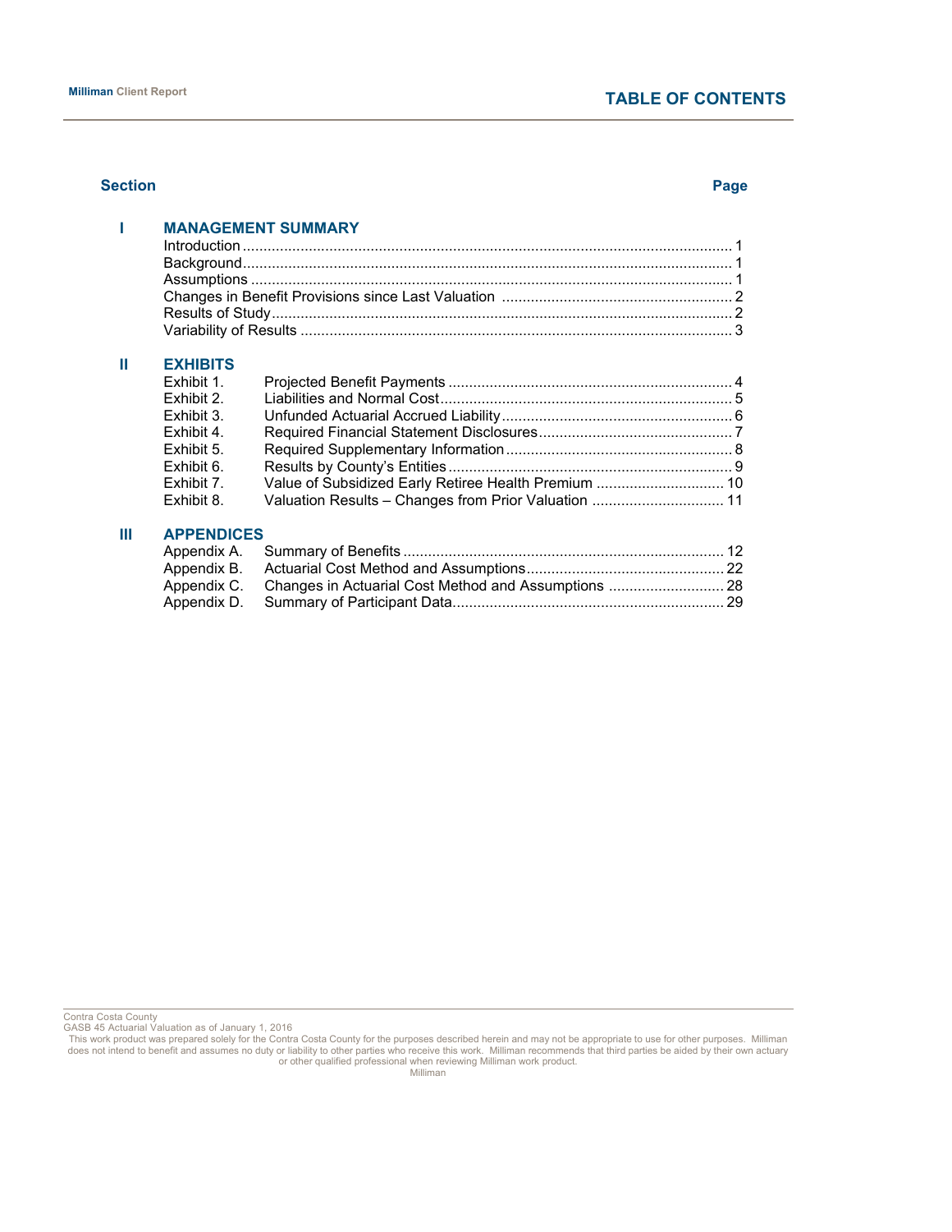# TABLE OF CONTENTS

| Section | | | Page |
|---|---|---|---|
| **I** | **MANAGEMENT SUMMARY** | | |
| | Introduction | | 1 |
| | Background | | 1 |
| | Assumptions | | 1 |
| | Changes in Benefit Provisions since Last Valuation | | 2 |
| | Results of Study | | 2 |
| | Variability of Results | | 3 |
| **II** | **EXHIBITS** | | |
| | Exhibit 1. | Projected Benefit Payments | 4 |
| | Exhibit 2. | Liabilities and Normal Cost | 5 |
| | Exhibit 3. | Unfunded Actuarial Accrued Liability | 6 |
| | Exhibit 4. | Required Financial Statement Disclosures | 7 |
| | Exhibit 5. | Required Supplementary Information | 8 |
| | Exhibit 6. | Results by County's Entities | 9 |
| | Exhibit 7. | Value of Subsidized Early Retiree Health Premium | 10 |
| | Exhibit 8. | Valuation Results – Changes from Prior Valuation | 11 |
| **III** | **APPENDICES** | | |
| | Appendix A. | Summary of Benefits | 12 |
| | Appendix B. | Actuarial Cost Method and Assumptions | 22 |
| | Appendix C. | Changes in Actuarial Cost Method and Assumptions | 28 |
| | Appendix D. | Summary of Participant Data | 29 |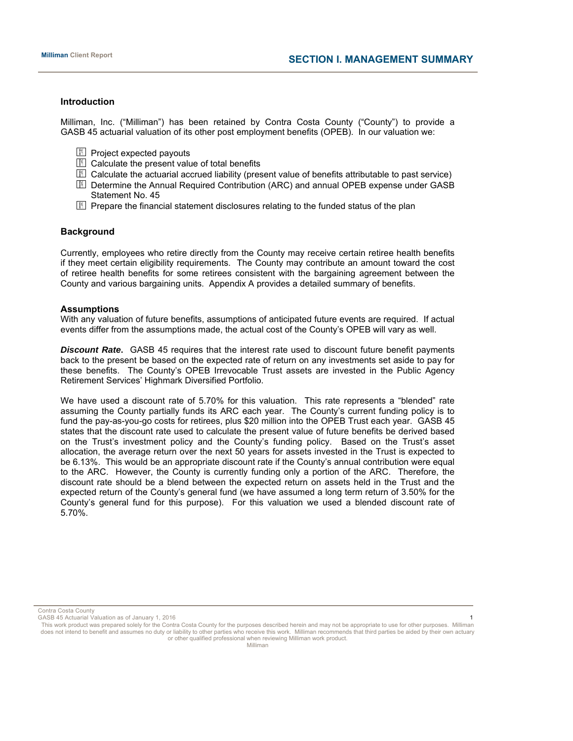## SECTION I. MANAGEMENT SUMMARY

### Introduction

Milliman, Inc. ("Milliman") has been retained by Contra Costa County ("County") to provide a GASB 45 actuarial valuation of its other post employment benefits (OPEB). In our valuation we:

- Project expected payouts
- Calculate the present value of total benefits
- Calculate the actuarial accrued liability (present value of benefits attributable to past service)
- Determine the Annual Required Contribution (ARC) and annual OPEB expense under GASB Statement No. 45
- Prepare the financial statement disclosures relating to the funded status of the plan

### Background

Currently, employees who retire directly from the County may receive certain retiree health benefits if they meet certain eligibility requirements. The County may contribute an amount toward the cost of retiree health benefits for some retirees consistent with the bargaining agreement between the County and various bargaining units. Appendix A provides a detailed summary of benefits.

### Assumptions

With any valuation of future benefits, assumptions of anticipated future events are required. If actual events differ from the assumptions made, the actual cost of the County's OPEB will vary as well.

***Discount Rate.*** GASB 45 requires that the interest rate used to discount future benefit payments back to the present be based on the expected rate of return on any investments set aside to pay for these benefits. The County's OPEB Irrevocable Trust assets are invested in the Public Agency Retirement Services' Highmark Diversified Portfolio.

We have used a discount rate of 5.70% for this valuation. This rate represents a "blended" rate assuming the County partially funds its ARC each year. The County's current funding policy is to fund the pay-as-you-go costs for retirees, plus $20 million into the OPEB Trust each year. GASB 45 states that the discount rate used to calculate the present value of future benefits be derived based on the Trust's investment policy and the County's funding policy. Based on the Trust's asset allocation, the average return over the next 50 years for assets invested in the Trust is expected to be 6.13%. This would be an appropriate discount rate if the County's annual contribution were equal to the ARC. However, the County is currently funding only a portion of the ARC. Therefore, the discount rate should be a blend between the expected return on assets held in the Trust and the expected return of the County's general fund (we have assumed a long term return of 3.50% for the County's general fund for this purpose). For this valuation we used a blended discount rate of 5.70%.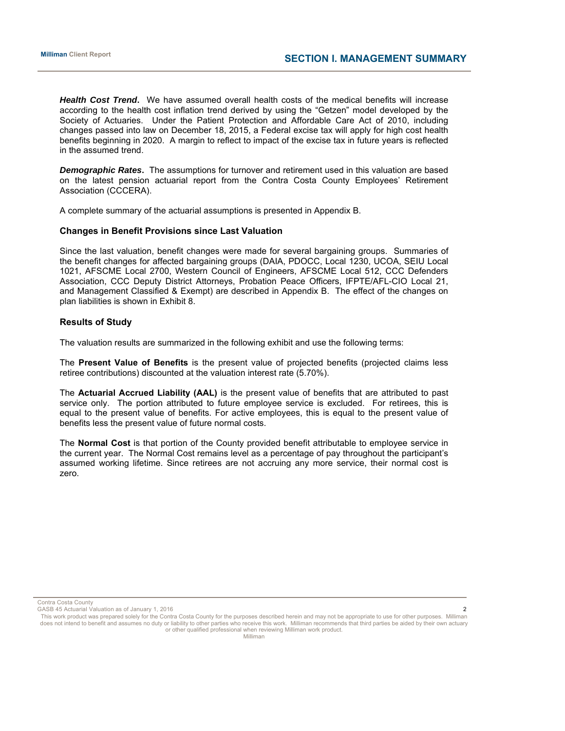***Health Cost Trend*.** We have assumed overall health costs of the medical benefits will increase according to the health cost inflation trend derived by using the "Getzen" model developed by the Society of Actuaries. Under the Patient Protection and Affordable Care Act of 2010, including changes passed into law on December 18, 2015, a Federal excise tax will apply for high cost health benefits beginning in 2020. A margin to reflect to impact of the excise tax in future years is reflected in the assumed trend.

***Demographic Rates*.** The assumptions for turnover and retirement used in this valuation are based on the latest pension actuarial report from the Contra Costa County Employees' Retirement Association (CCCERA).

A complete summary of the actuarial assumptions is presented in Appendix B.

### Changes in Benefit Provisions since Last Valuation

Since the last valuation, benefit changes were made for several bargaining groups. Summaries of the benefit changes for affected bargaining groups (DAIA, PDOCC, Local 1230, UCOA, SEIU Local 1021, AFSCME Local 2700, Western Council of Engineers, AFSCME Local 512, CCC Defenders Association, CCC Deputy District Attorneys, Probation Peace Officers, IFPTE/AFL-CIO Local 21, and Management Classified & Exempt) are described in Appendix B. The effect of the changes on plan liabilities is shown in Exhibit 8.

### Results of Study

The valuation results are summarized in the following exhibit and use the following terms:

The **Present Value of Benefits** is the present value of projected benefits (projected claims less retiree contributions) discounted at the valuation interest rate (5.70%).

The **Actuarial Accrued Liability (AAL)** is the present value of benefits that are attributed to past service only. The portion attributed to future employee service is excluded. For retirees, this is equal to the present value of benefits. For active employees, this is equal to the present value of benefits less the present value of future normal costs.

The **Normal Cost** is that portion of the County provided benefit attributable to employee service in the current year. The Normal Cost remains level as a percentage of pay throughout the participant's assumed working lifetime. Since retirees are not accruing any more service, their normal cost is zero.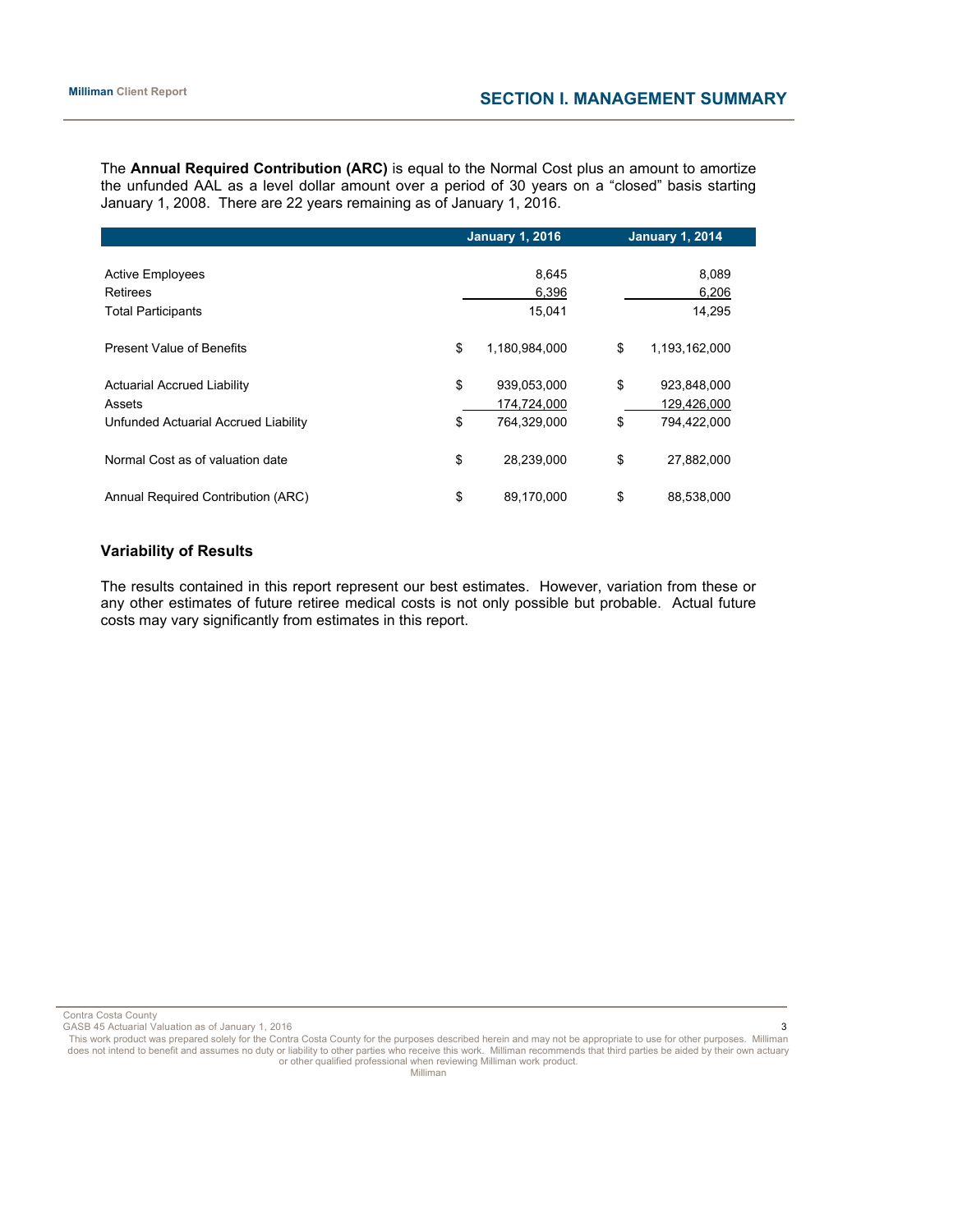## SECTION I. MANAGEMENT SUMMARY

The **Annual Required Contribution (ARC)** is equal to the Normal Cost plus an amount to amortize the unfunded AAL as a level dollar amount over a period of 30 years on a "closed" basis starting January 1, 2008. There are 22 years remaining as of January 1, 2016.

| | January 1, 2016 | January 1, 2014 |
|---|---|---|
| Active Employees | 8,645 | 8,089 |
| Retirees | 6,396 | 6,206 |
| Total Participants | 15,041 | 14,295 |
| Present Value of Benefits | $ 1,180,984,000 | $ 1,193,162,000 |
| Actuarial Accrued Liability | $ 939,053,000 | $ 923,848,000 |
| Assets | 174,724,000 | 129,426,000 |
| Unfunded Actuarial Accrued Liability | $ 764,329,000 | $ 794,422,000 |
| Normal Cost as of valuation date | $ 28,239,000 | $ 27,882,000 |
| Annual Required Contribution (ARC) | $ 89,170,000 | $ 88,538,000 |

### Variability of Results

The results contained in this report represent our best estimates. However, variation from these or any other estimates of future retiree medical costs is not only possible but probable. Actual future costs may vary significantly from estimates in this report.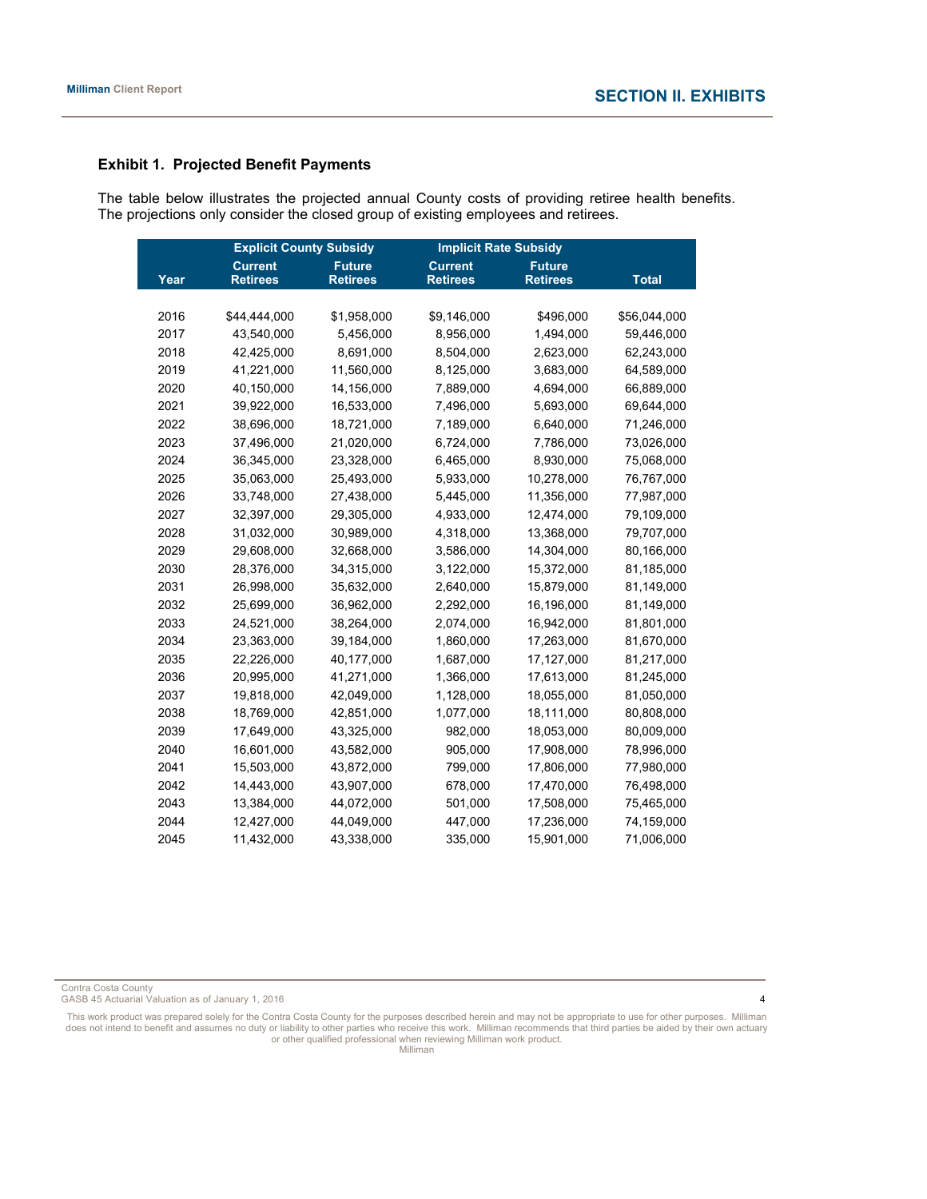## Exhibit 1. Projected Benefit Payments

The table below illustrates the projected annual County costs of providing retiree health benefits. The projections only consider the closed group of existing employees and retirees.

| | Explicit County Subsidy | | Implicit Rate Subsidy | | |
|---|---|---|---|---|---|
| Year | Current Retirees | Future Retirees | Current Retirees | Future Retirees | Total |
| 2016 | $44,444,000 | $1,958,000 | $9,146,000 | $496,000 | $56,044,000 |
| 2017 | 43,540,000 | 5,456,000 | 8,956,000 | 1,494,000 | 59,446,000 |
| 2018 | 42,425,000 | 8,691,000 | 8,504,000 | 2,623,000 | 62,243,000 |
| 2019 | 41,221,000 | 11,560,000 | 8,125,000 | 3,683,000 | 64,589,000 |
| 2020 | 40,150,000 | 14,156,000 | 7,889,000 | 4,694,000 | 66,889,000 |
| 2021 | 39,922,000 | 16,533,000 | 7,496,000 | 5,693,000 | 69,644,000 |
| 2022 | 38,696,000 | 18,721,000 | 7,189,000 | 6,640,000 | 71,246,000 |
| 2023 | 37,496,000 | 21,020,000 | 6,724,000 | 7,786,000 | 73,026,000 |
| 2024 | 36,345,000 | 23,328,000 | 6,465,000 | 8,930,000 | 75,068,000 |
| 2025 | 35,063,000 | 25,493,000 | 5,933,000 | 10,278,000 | 76,767,000 |
| 2026 | 33,748,000 | 27,438,000 | 5,445,000 | 11,356,000 | 77,987,000 |
| 2027 | 32,397,000 | 29,305,000 | 4,933,000 | 12,474,000 | 79,109,000 |
| 2028 | 31,032,000 | 30,989,000 | 4,318,000 | 13,368,000 | 79,707,000 |
| 2029 | 29,608,000 | 32,668,000 | 3,586,000 | 14,304,000 | 80,166,000 |
| 2030 | 28,376,000 | 34,315,000 | 3,122,000 | 15,372,000 | 81,185,000 |
| 2031 | 26,998,000 | 35,632,000 | 2,640,000 | 15,879,000 | 81,149,000 |
| 2032 | 25,699,000 | 36,962,000 | 2,292,000 | 16,196,000 | 81,149,000 |
| 2033 | 24,521,000 | 38,264,000 | 2,074,000 | 16,942,000 | 81,801,000 |
| 2034 | 23,363,000 | 39,184,000 | 1,860,000 | 17,263,000 | 81,670,000 |
| 2035 | 22,226,000 | 40,177,000 | 1,687,000 | 17,127,000 | 81,217,000 |
| 2036 | 20,995,000 | 41,271,000 | 1,366,000 | 17,613,000 | 81,245,000 |
| 2037 | 19,818,000 | 42,049,000 | 1,128,000 | 18,055,000 | 81,050,000 |
| 2038 | 18,769,000 | 42,851,000 | 1,077,000 | 18,111,000 | 80,808,000 |
| 2039 | 17,649,000 | 43,325,000 | 982,000 | 18,053,000 | 80,009,000 |
| 2040 | 16,601,000 | 43,582,000 | 905,000 | 17,908,000 | 78,996,000 |
| 2041 | 15,503,000 | 43,872,000 | 799,000 | 17,806,000 | 77,980,000 |
| 2042 | 14,443,000 | 43,907,000 | 678,000 | 17,470,000 | 76,498,000 |
| 2043 | 13,384,000 | 44,072,000 | 501,000 | 17,508,000 | 75,465,000 |
| 2044 | 12,427,000 | 44,049,000 | 447,000 | 17,236,000 | 74,159,000 |
| 2045 | 11,432,000 | 43,338,000 | 335,000 | 15,901,000 | 71,006,000 |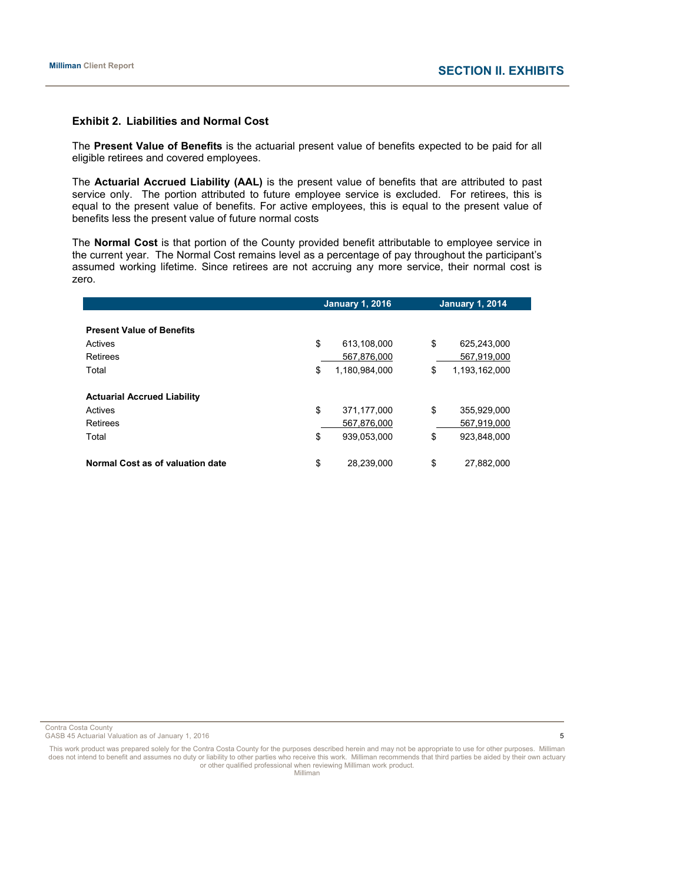### Exhibit 2. Liabilities and Normal Cost

The **Present Value of Benefits** is the actuarial present value of benefits expected to be paid for all eligible retirees and covered employees.

The **Actuarial Accrued Liability (AAL)** is the present value of benefits that are attributed to past service only. The portion attributed to future employee service is excluded. For retirees, this is equal to the present value of benefits. For active employees, this is equal to the present value of benefits less the present value of future normal costs

The **Normal Cost** is that portion of the County provided benefit attributable to employee service in the current year. The Normal Cost remains level as a percentage of pay throughout the participant's assumed working lifetime. Since retirees are not accruing any more service, their normal cost is zero.

| | January 1, 2016 | January 1, 2014 |
|---|---|---|
| **Present Value of Benefits** | | |
| Actives | $ 613,108,000 | $ 625,243,000 |
| Retirees | 567,876,000 | 567,919,000 |
| Total | $ 1,180,984,000 | $ 1,193,162,000 |
| **Actuarial Accrued Liability** | | |
| Actives | $ 371,177,000 | $ 355,929,000 |
| Retirees | 567,876,000 | 567,919,000 |
| Total | $ 939,053,000 | $ 923,848,000 |
| **Normal Cost as of valuation date** | $ 28,239,000 | $ 27,882,000 |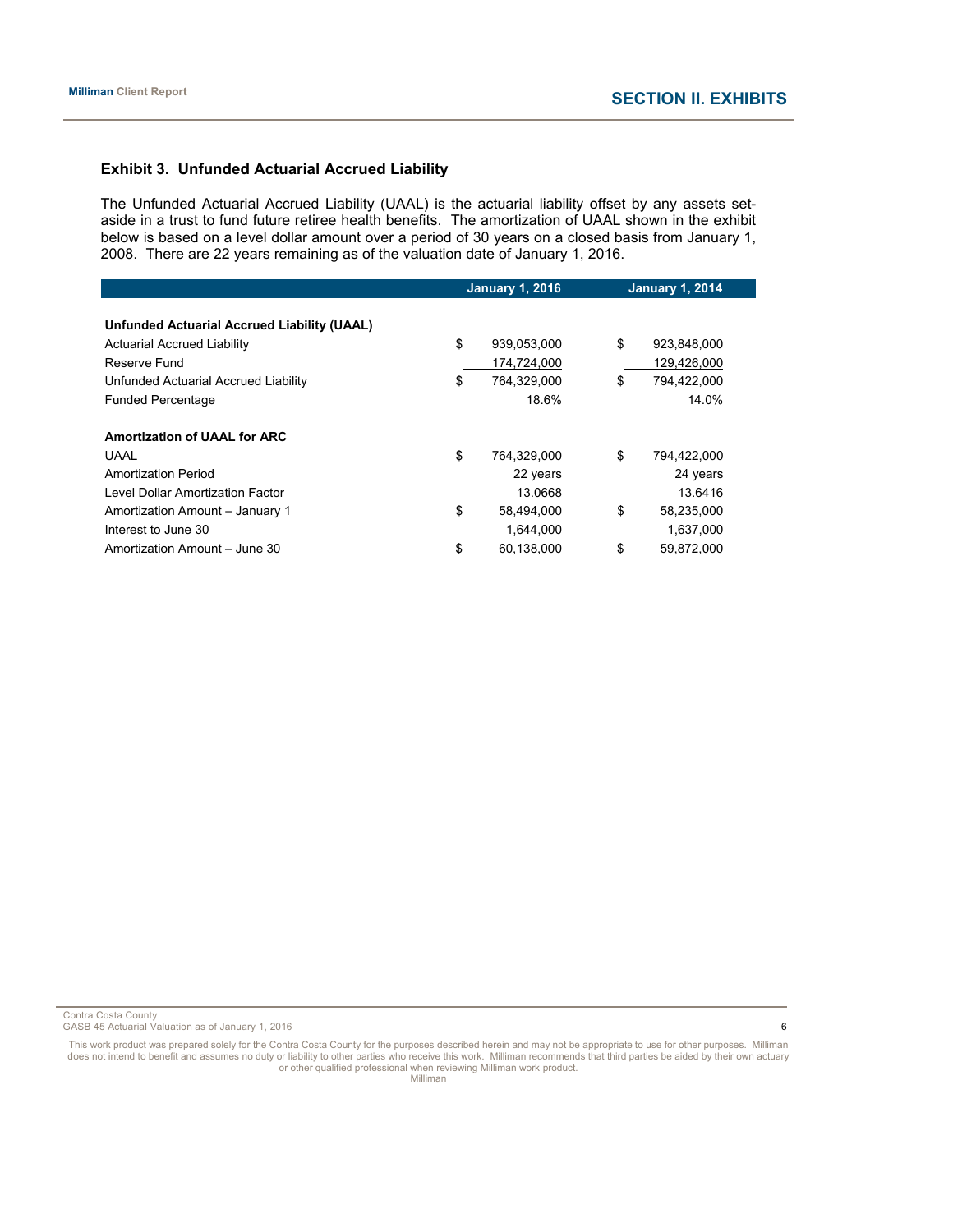### Exhibit 3. Unfunded Actuarial Accrued Liability

The Unfunded Actuarial Accrued Liability (UAAL) is the actuarial liability offset by any assets set-aside in a trust to fund future retiree health benefits. The amortization of UAAL shown in the exhibit below is based on a level dollar amount over a period of 30 years on a closed basis from January 1, 2008. There are 22 years remaining as of the valuation date of January 1, 2016.

| | January 1, 2016 | January 1, 2014 |
|---|---|---|
| **Unfunded Actuarial Accrued Liability (UAAL)** | | |
| Actuarial Accrued Liability | $ 939,053,000 | $ 923,848,000 |
| Reserve Fund | 174,724,000 | 129,426,000 |
| Unfunded Actuarial Accrued Liability | $ 764,329,000 | $ 794,422,000 |
| Funded Percentage | 18.6% | 14.0% |
| **Amortization of UAAL for ARC** | | |
| UAAL | $ 764,329,000 | $ 794,422,000 |
| Amortization Period | 22 years | 24 years |
| Level Dollar Amortization Factor | 13.0668 | 13.6416 |
| Amortization Amount – January 1 | $ 58,494,000 | $ 58,235,000 |
| Interest to June 30 | 1,644,000 | 1,637,000 |
| Amortization Amount – June 30 | $ 60,138,000 | $ 59,872,000 |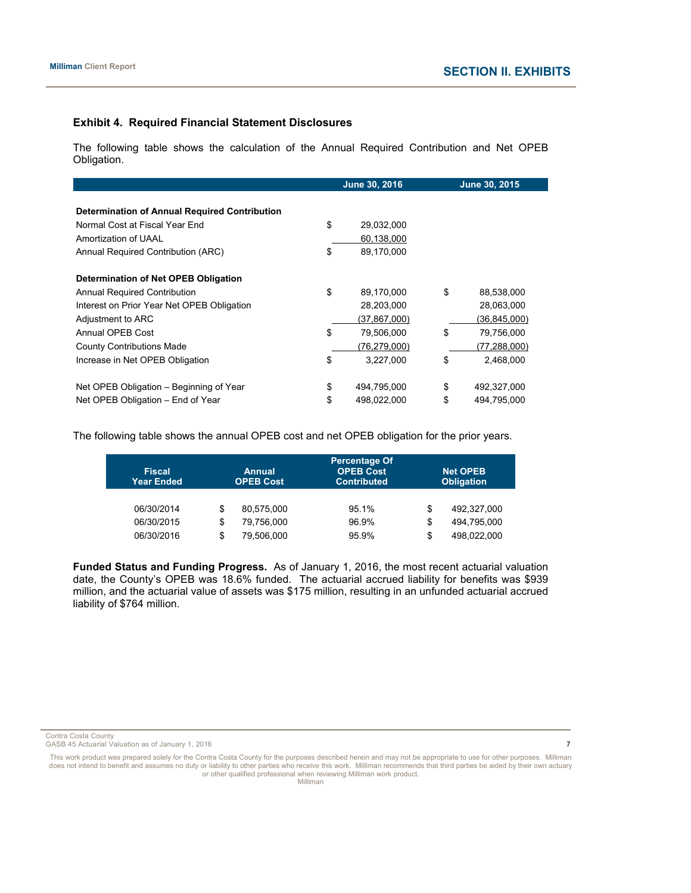## Exhibit 4. Required Financial Statement Disclosures

The following table shows the calculation of the Annual Required Contribution and Net OPEB Obligation.

| | June 30, 2016 | June 30, 2015 |
|---|---|---|
| **Determination of Annual Required Contribution** | | |
| Normal Cost at Fiscal Year End | $ 29,032,000 | |
| Amortization of UAAL | 60,138,000 | |
| Annual Required Contribution (ARC) | $ 89,170,000 | |
| **Determination of Net OPEB Obligation** | | |
| Annual Required Contribution | $ 89,170,000 | $ 88,538,000 |
| Interest on Prior Year Net OPEB Obligation | 28,203,000 | 28,063,000 |
| Adjustment to ARC | (37,867,000) | (36,845,000) |
| Annual OPEB Cost | $ 79,506,000 | $ 79,756,000 |
| County Contributions Made | (76,279,000) | (77,288,000) |
| Increase in Net OPEB Obligation | $ 3,227,000 | $ 2,468,000 |
| Net OPEB Obligation – Beginning of Year | $ 494,795,000 | $ 492,327,000 |
| Net OPEB Obligation – End of Year | $ 498,022,000 | $ 494,795,000 |

The following table shows the annual OPEB cost and net OPEB obligation for the prior years.

| Fiscal Year Ended | Annual OPEB Cost | Percentage Of OPEB Cost Contributed | Net OPEB Obligation |
|---|---|---|---|
| 06/30/2014 | $ 80,575,000 | 95.1% | $ 492,327,000 |
| 06/30/2015 | $ 79,756,000 | 96.9% | $ 494,795,000 |
| 06/30/2016 | $ 79,506,000 | 95.9% | $ 498,022,000 |

**Funded Status and Funding Progress.** As of January 1, 2016, the most recent actuarial valuation date, the County's OPEB was 18.6% funded. The actuarial accrued liability for benefits was $939 million, and the actuarial value of assets was $175 million, resulting in an unfunded actuarial accrued liability of $764 million.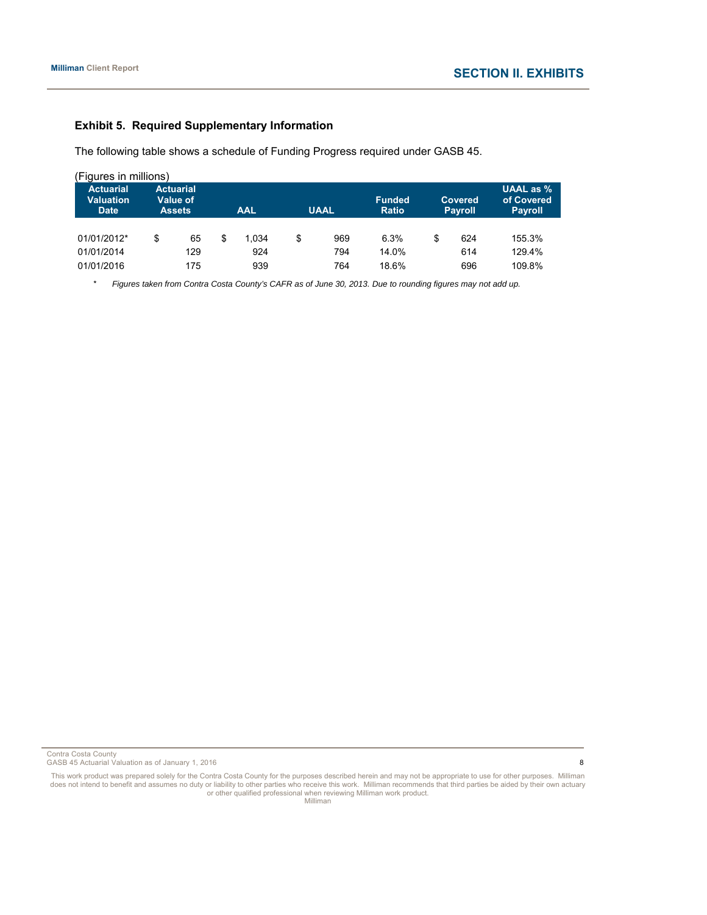### Exhibit 5. Required Supplementary Information

The following table shows a schedule of Funding Progress required under GASB 45.

(Figures in millions)

| Actuarial Valuation Date | Actuarial Value of Assets | AAL | UAAL | Funded Ratio | Covered Payroll | UAAL as % of Covered Payroll |
|---|---|---|---|---|---|---|
| 01/01/2012* | $ 65 | $ 1,034 | $ 969 | 6.3% | $ 624 | 155.3% |
| 01/01/2014 | 129 | 924 | 794 | 14.0% | 614 | 129.4% |
| 01/01/2016 | 175 | 939 | 764 | 18.6% | 696 | 109.8% |

\* *Figures taken from Contra Costa County's CAFR as of June 30, 2013. Due to rounding figures may not add up.*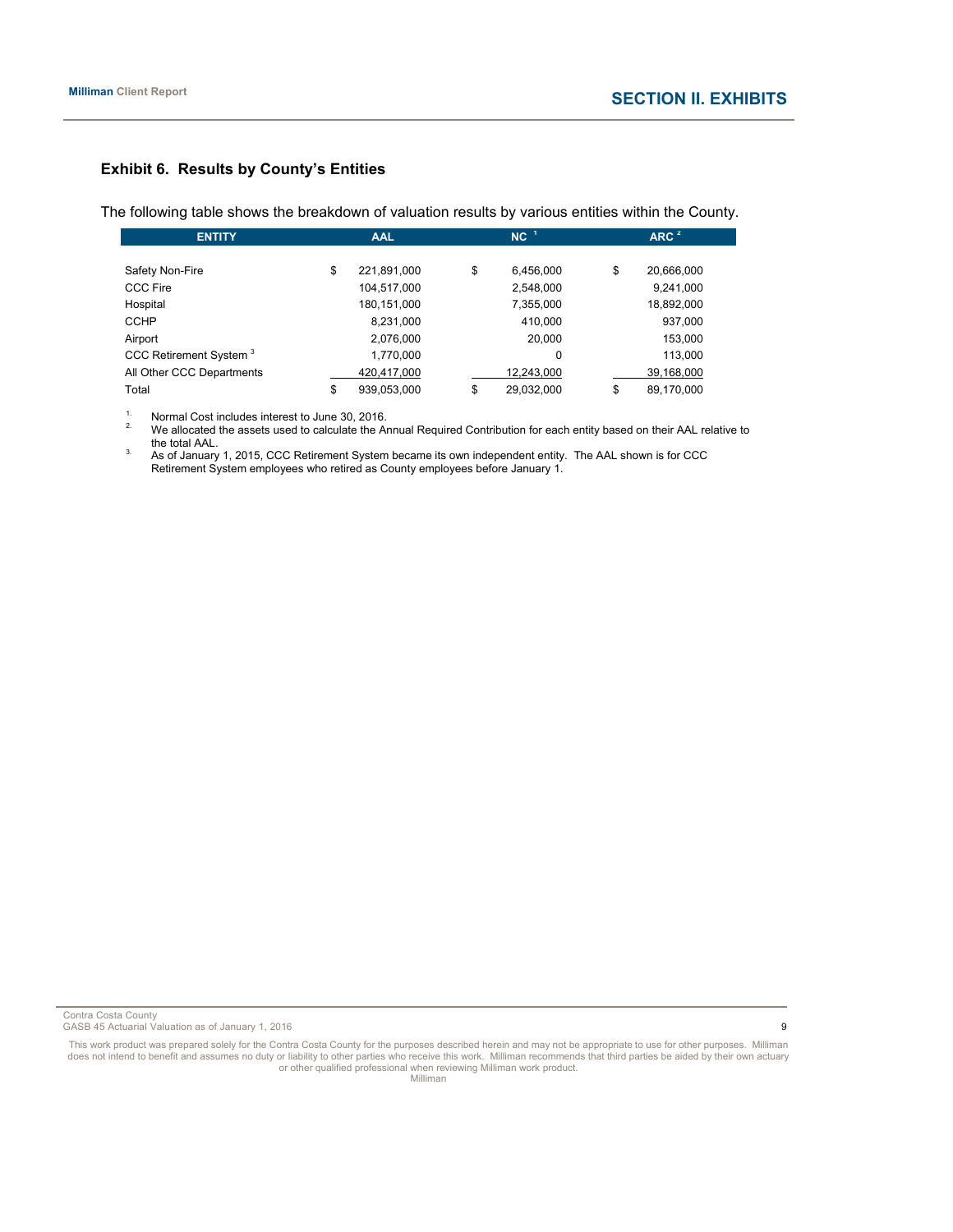### Exhibit 6. Results by County's Entities

The following table shows the breakdown of valuation results by various entities within the County.

| ENTITY | AAL | NC [1] | ARC [2] |
|---|---|---|---|
| Safety Non-Fire | $ 221,891,000 | $ 6,456,000 | $ 20,666,000 |
| CCC Fire | 104,517,000 | 2,548,000 | 9,241,000 |
| Hospital | 180,151,000 | 7,355,000 | 18,892,000 |
| CCHP | 8,231,000 | 410,000 | 937,000 |
| Airport | 2,076,000 | 20,000 | 153,000 |
| CCC Retirement System [3] | 1,770,000 | 0 | 113,000 |
| All Other CCC Departments | 420,417,000 | 12,243,000 | 39,168,000 |
| Total | $ 939,053,000 | $ 29,032,000 | $ 89,170,000 |

1. Normal Cost includes interest to June 30, 2016.
2. We allocated the assets used to calculate the Annual Required Contribution for each entity based on their AAL relative to the total AAL.
3. As of January 1, 2015, CCC Retirement System became its own independent entity. The AAL shown is for CCC Retirement System employees who retired as County employees before January 1.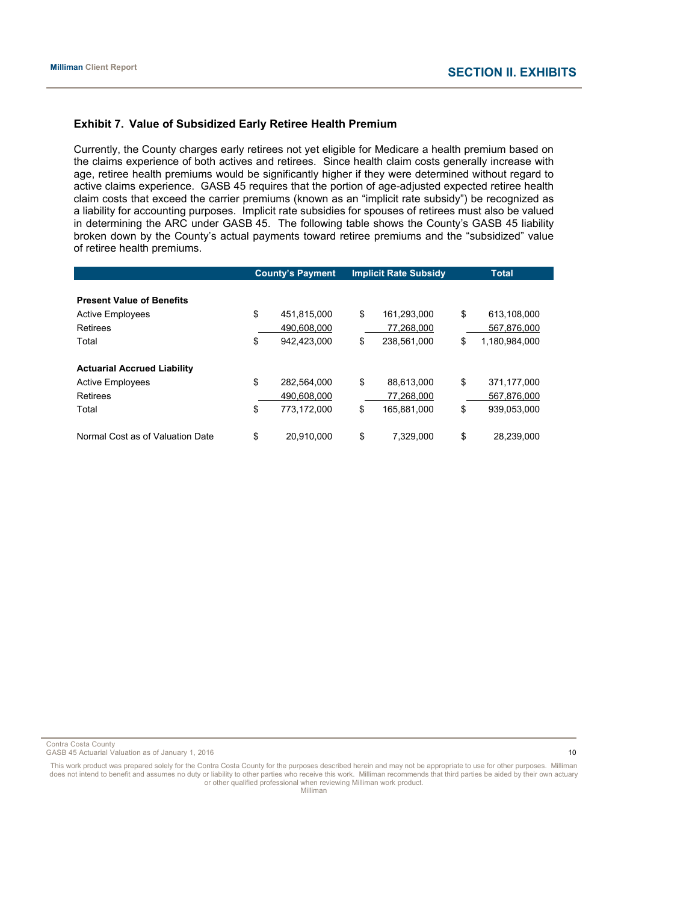### Exhibit 7. Value of Subsidized Early Retiree Health Premium

Currently, the County charges early retirees not yet eligible for Medicare a health premium based on the claims experience of both actives and retirees. Since health claim costs generally increase with age, retiree health premiums would be significantly higher if they were determined without regard to active claims experience. GASB 45 requires that the portion of age-adjusted expected retiree health claim costs that exceed the carrier premiums (known as an "implicit rate subsidy") be recognized as a liability for accounting purposes. Implicit rate subsidies for spouses of retirees must also be valued in determining the ARC under GASB 45. The following table shows the County's GASB 45 liability broken down by the County's actual payments toward retiree premiums and the "subsidized" value of retiree health premiums.

| | County's Payment | Implicit Rate Subsidy | Total |
|---|---|---|---|
| **Present Value of Benefits** | | | |
| Active Employees | $ 451,815,000 | $ 161,293,000 | $ 613,108,000 |
| Retirees | 490,608,000 | 77,268,000 | 567,876,000 |
| Total | $ 942,423,000 | $ 238,561,000 | $ 1,180,984,000 |
| **Actuarial Accrued Liability** | | | |
| Active Employees | $ 282,564,000 | $ 88,613,000 | $ 371,177,000 |
| Retirees | 490,608,000 | 77,268,000 | 567,876,000 |
| Total | $ 773,172,000 | $ 165,881,000 | $ 939,053,000 |
| Normal Cost as of Valuation Date | $ 20,910,000 | $ 7,329,000 | $ 28,239,000 |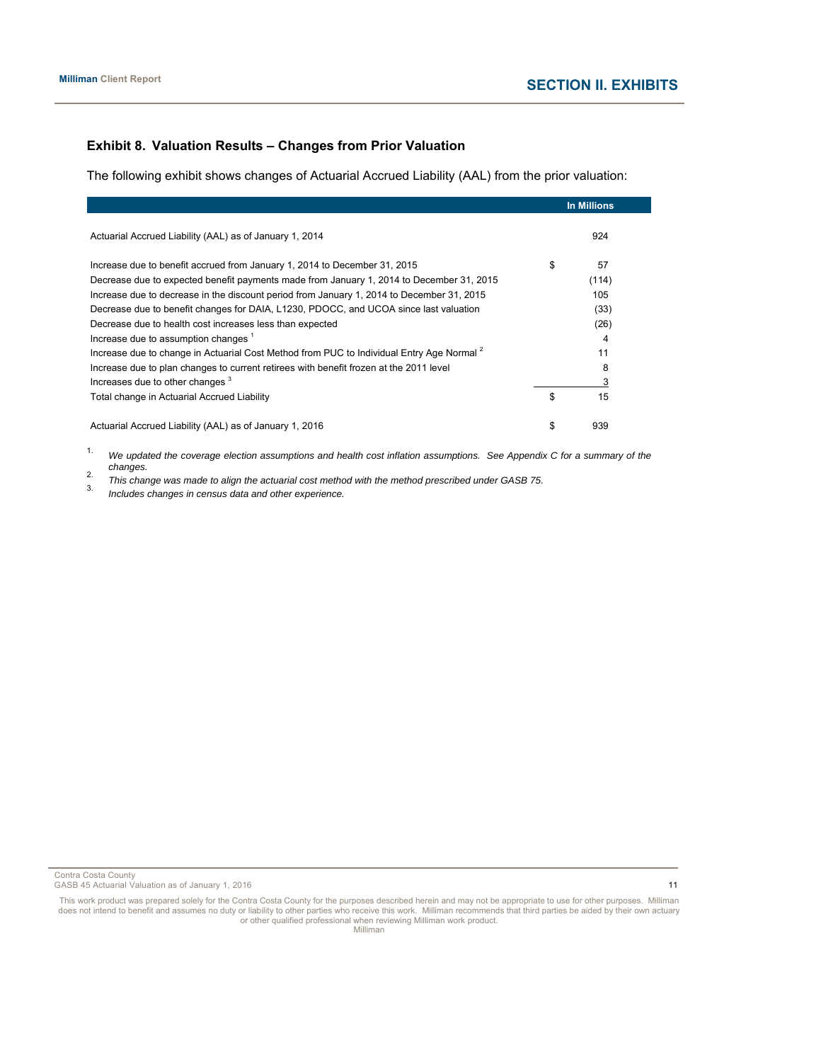## Exhibit 8. Valuation Results – Changes from Prior Valuation

The following exhibit shows changes of Actuarial Accrued Liability (AAL) from the prior valuation:

| | | In Millions |
|---|---|---|
| Actuarial Accrued Liability (AAL) as of January 1, 2014 | | 924 |
| Increase due to benefit accrued from January 1, 2014 to December 31, 2015 | $ | 57 |
| Decrease due to expected benefit payments made from January 1, 2014 to December 31, 2015 | | (114) |
| Increase due to decrease in the discount period from January 1, 2014 to December 31, 2015 | | 105 |
| Decrease due to benefit changes for DAIA, L1230, PDOCC, and UCOA since last valuation | | (33) |
| Decrease due to health cost increases less than expected | | (26) |
| Increase due to assumption changes [1] | | 4 |
| Increase due to change in Actuarial Cost Method from PUC to Individual Entry Age Normal [2] | | 11 |
| Increase due to plan changes to current retirees with benefit frozen at the 2011 level | | 8 |
| Increases due to other changes [3] | | 3 |
| Total change in Actuarial Accrued Liability | $ | 15 |
| Actuarial Accrued Liability (AAL) as of January 1, 2016 | $ | 939 |

1. *We updated the coverage election assumptions and health cost inflation assumptions. See Appendix C for a summary of the changes.*
2. *This change was made to align the actuarial cost method with the method prescribed under GASB 75.*
3. *Includes changes in census data and other experience.*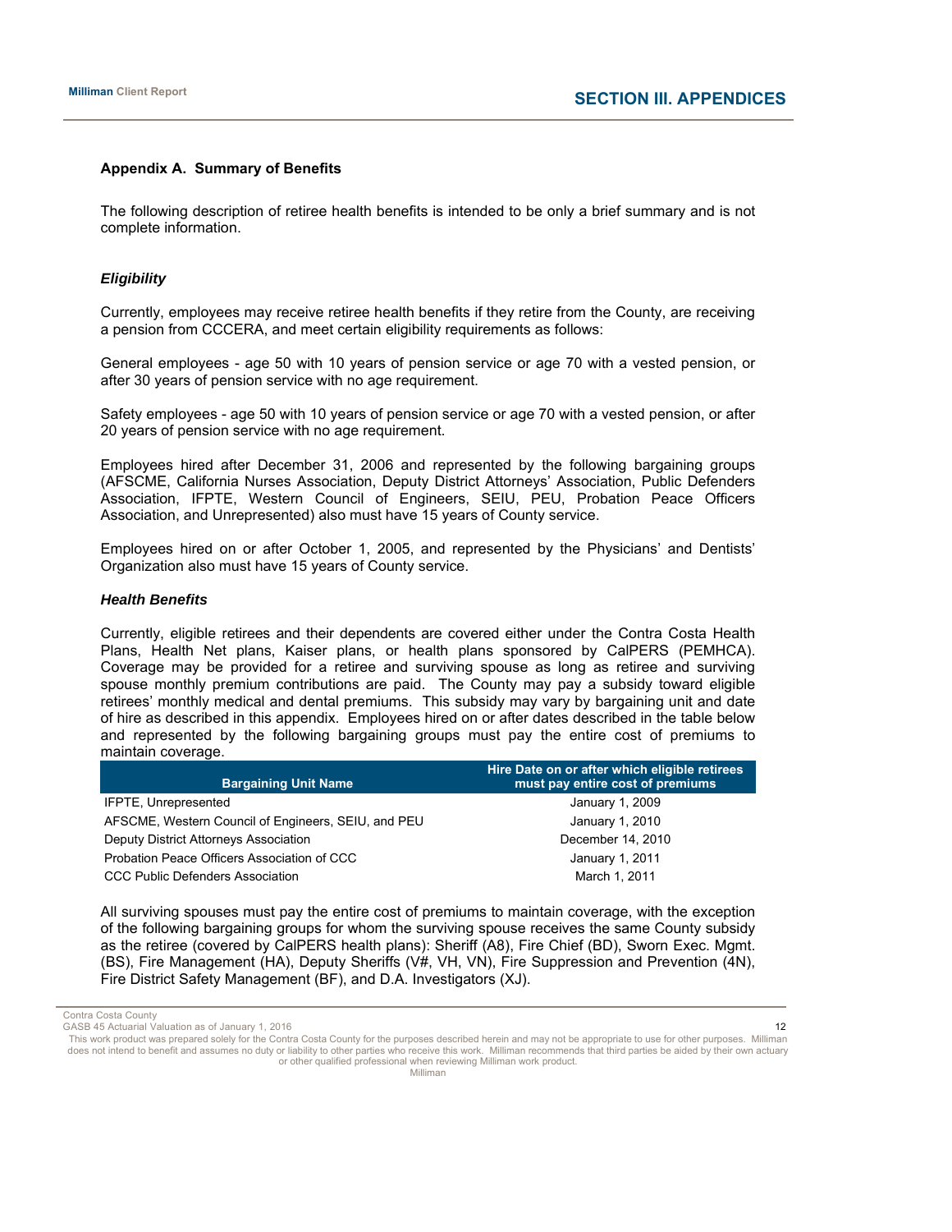## Appendix A. Summary of Benefits

The following description of retiree health benefits is intended to be only a brief summary and is not complete information.

### *Eligibility*

Currently, employees may receive retiree health benefits if they retire from the County, are receiving a pension from CCCERA, and meet certain eligibility requirements as follows:

General employees - age 50 with 10 years of pension service or age 70 with a vested pension, or after 30 years of pension service with no age requirement.

Safety employees - age 50 with 10 years of pension service or age 70 with a vested pension, or after 20 years of pension service with no age requirement.

Employees hired after December 31, 2006 and represented by the following bargaining groups (AFSCME, California Nurses Association, Deputy District Attorneys' Association, Public Defenders Association, IFPTE, Western Council of Engineers, SEIU, PEU, Probation Peace Officers Association, and Unrepresented) also must have 15 years of County service.

Employees hired on or after October 1, 2005, and represented by the Physicians' and Dentists' Organization also must have 15 years of County service.

### *Health Benefits*

Currently, eligible retirees and their dependents are covered either under the Contra Costa Health Plans, Health Net plans, Kaiser plans, or health plans sponsored by CalPERS (PEMHCA). Coverage may be provided for a retiree and surviving spouse as long as retiree and surviving spouse monthly premium contributions are paid. The County may pay a subsidy toward eligible retirees' monthly medical and dental premiums. This subsidy may vary by bargaining unit and date of hire as described in this appendix. Employees hired on or after dates described in the table below and represented by the following bargaining groups must pay the entire cost of premiums to maintain coverage.

| Bargaining Unit Name | Hire Date on or after which eligible retirees must pay entire cost of premiums |
|---|---|
| IFPTE, Unrepresented | January 1, 2009 |
| AFSCME, Western Council of Engineers, SEIU, and PEU | January 1, 2010 |
| Deputy District Attorneys Association | December 14, 2010 |
| Probation Peace Officers Association of CCC | January 1, 2011 |
| CCC Public Defenders Association | March 1, 2011 |

All surviving spouses must pay the entire cost of premiums to maintain coverage, with the exception of the following bargaining groups for whom the surviving spouse receives the same County subsidy as the retiree (covered by CalPERS health plans): Sheriff (A8), Fire Chief (BD), Sworn Exec. Mgmt. (BS), Fire Management (HA), Deputy Sheriffs (V#, VH, VN), Fire Suppression and Prevention (4N), Fire District Safety Management (BF), and D.A. Investigators (XJ).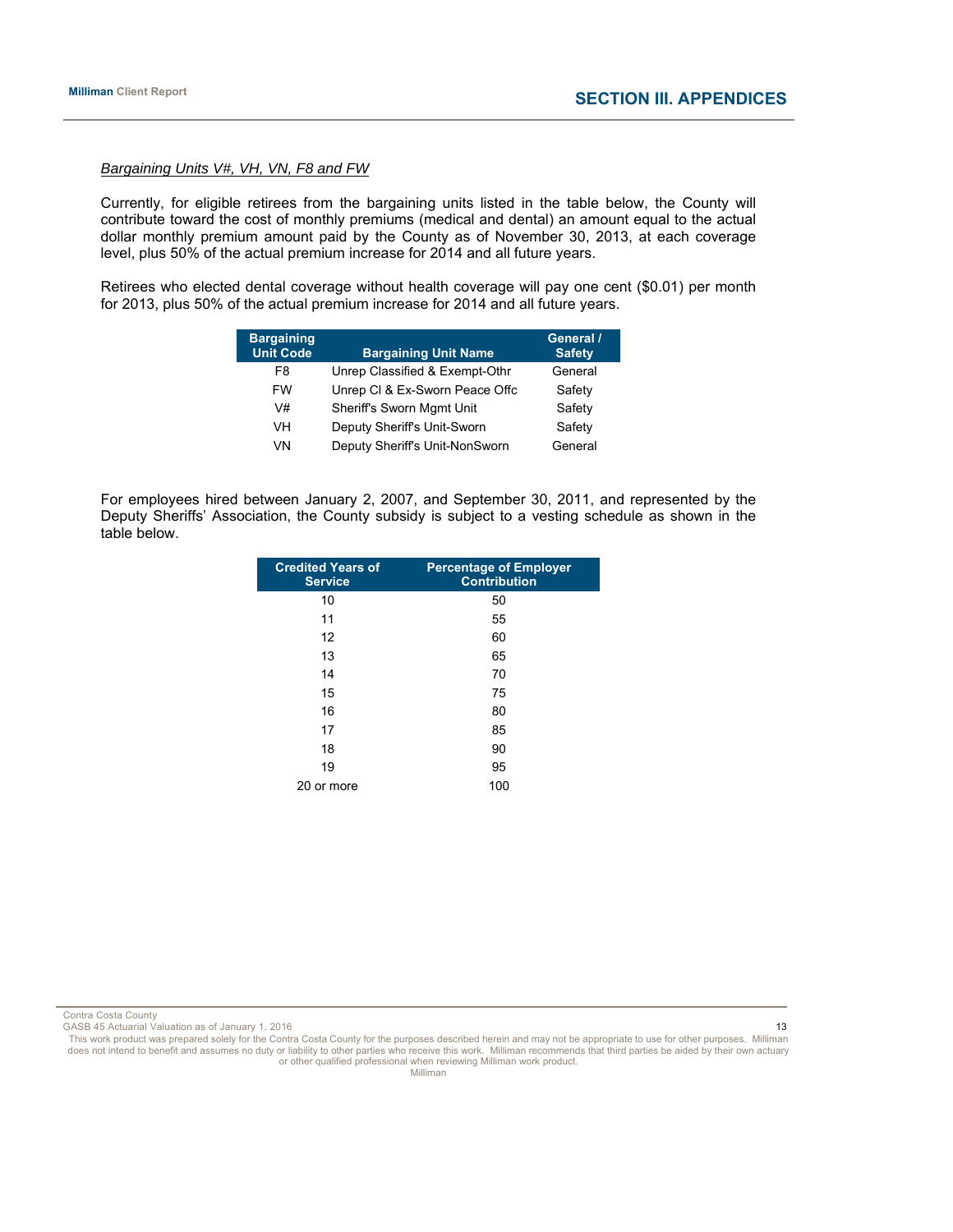*Bargaining Units V#, VH, VN, F8 and FW*

Currently, for eligible retirees from the bargaining units listed in the table below, the County will contribute toward the cost of monthly premiums (medical and dental) an amount equal to the actual dollar monthly premium amount paid by the County as of November 30, 2013, at each coverage level, plus 50% of the actual premium increase for 2014 and all future years.

Retirees who elected dental coverage without health coverage will pay one cent ($0.01) per month for 2013, plus 50% of the actual premium increase for 2014 and all future years.

| Bargaining Unit Code | Bargaining Unit Name | General / Safety |
|---|---|---|
| F8 | Unrep Classified & Exempt-Othr | General |
| FW | Unrep Cl & Ex-Sworn Peace Offc | Safety |
| V# | Sheriff's Sworn Mgmt Unit | Safety |
| VH | Deputy Sheriff's Unit-Sworn | Safety |
| VN | Deputy Sheriff's Unit-NonSworn | General |

For employees hired between January 2, 2007, and September 30, 2011, and represented by the Deputy Sheriffs' Association, the County subsidy is subject to a vesting schedule as shown in the table below.

| Credited Years of Service | Percentage of Employer Contribution |
|---|---|
| 10 | 50 |
| 11 | 55 |
| 12 | 60 |
| 13 | 65 |
| 14 | 70 |
| 15 | 75 |
| 16 | 80 |
| 17 | 85 |
| 18 | 90 |
| 19 | 95 |
| 20 or more | 100 |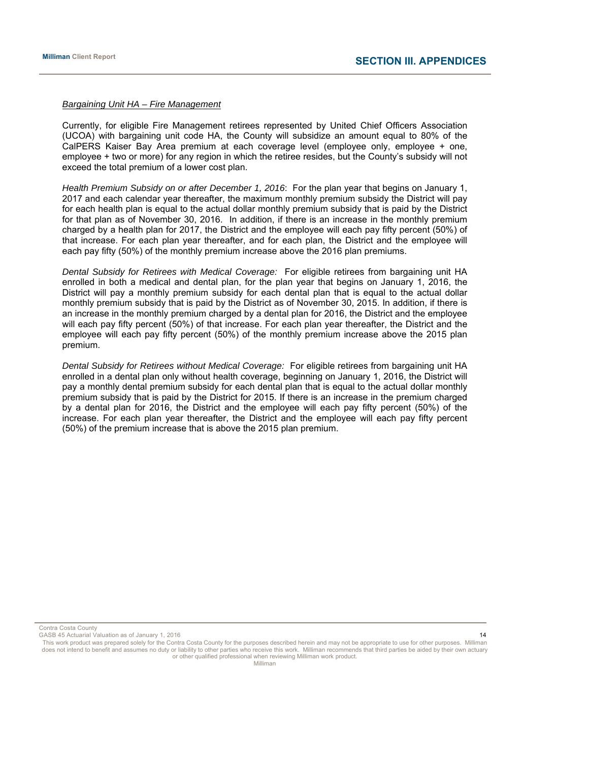*<u>Bargaining Unit HA – Fire Management</u>*

Currently, for eligible Fire Management retirees represented by United Chief Officers Association (UCOA) with bargaining unit code HA, the County will subsidize an amount equal to 80% of the CalPERS Kaiser Bay Area premium at each coverage level (employee only, employee + one, employee + two or more) for any region in which the retiree resides, but the County's subsidy will not exceed the total premium of a lower cost plan.

*Health Premium Subsidy on or after December 1, 2016*: For the plan year that begins on January 1, 2017 and each calendar year thereafter, the maximum monthly premium subsidy the District will pay for each health plan is equal to the actual dollar monthly premium subsidy that is paid by the District for that plan as of November 30, 2016. In addition, if there is an increase in the monthly premium charged by a health plan for 2017, the District and the employee will each pay fifty percent (50%) of that increase. For each plan year thereafter, and for each plan, the District and the employee will each pay fifty (50%) of the monthly premium increase above the 2016 plan premiums.

*Dental Subsidy for Retirees with Medical Coverage:* For eligible retirees from bargaining unit HA enrolled in both a medical and dental plan, for the plan year that begins on January 1, 2016, the District will pay a monthly premium subsidy for each dental plan that is equal to the actual dollar monthly premium subsidy that is paid by the District as of November 30, 2015. In addition, if there is an increase in the monthly premium charged by a dental plan for 2016, the District and the employee will each pay fifty percent (50%) of that increase. For each plan year thereafter, the District and the employee will each pay fifty percent (50%) of the monthly premium increase above the 2015 plan premium.

*Dental Subsidy for Retirees without Medical Coverage:* For eligible retirees from bargaining unit HA enrolled in a dental plan only without health coverage, beginning on January 1, 2016, the District will pay a monthly dental premium subsidy for each dental plan that is equal to the actual dollar monthly premium subsidy that is paid by the District for 2015. If there is an increase in the premium charged by a dental plan for 2016, the District and the employee will each pay fifty percent (50%) of the increase. For each plan year thereafter, the District and the employee will each pay fifty percent (50%) of the premium increase that is above the 2015 plan premium.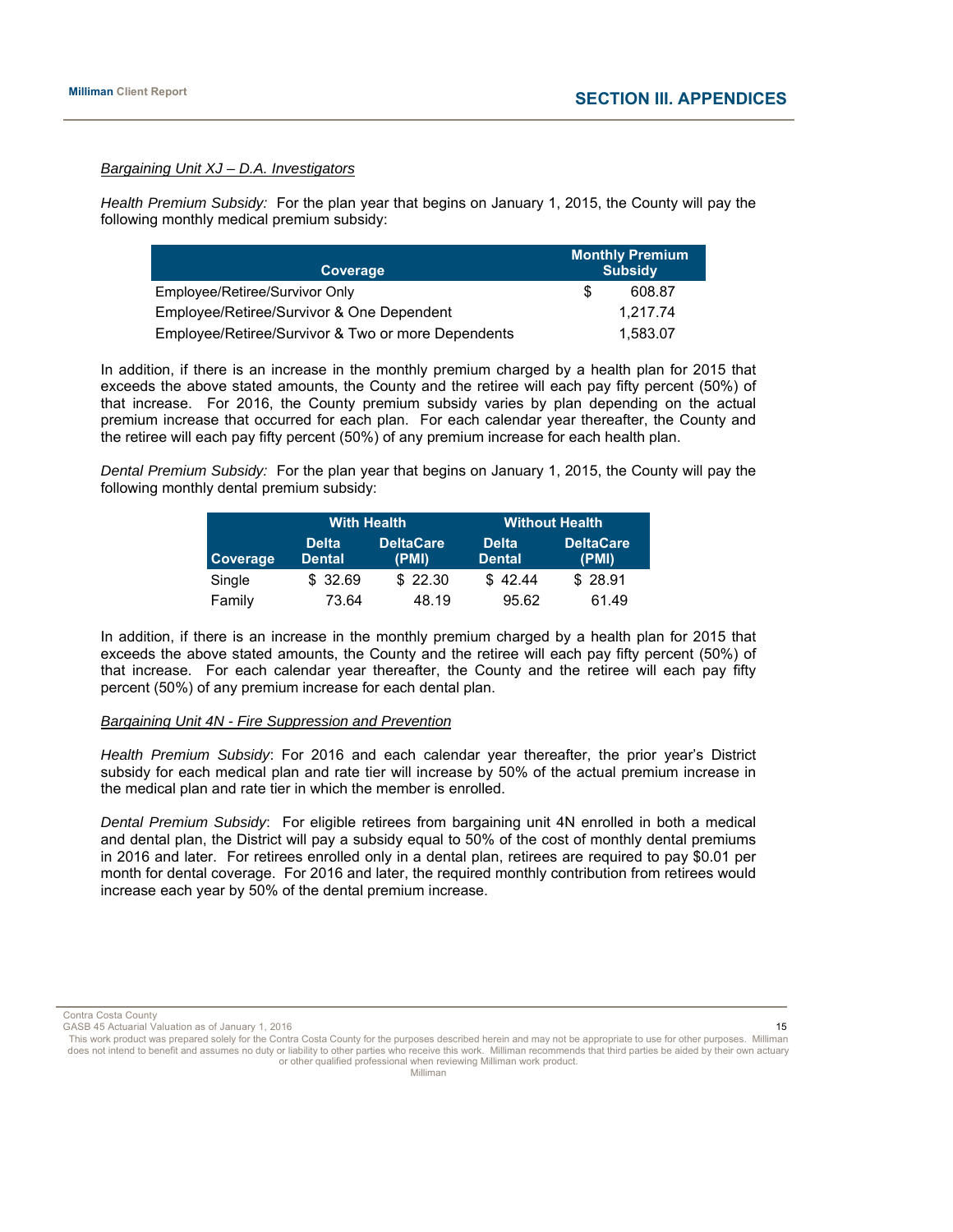*Bargaining Unit XJ – D.A. Investigators*

*Health Premium Subsidy:* For the plan year that begins on January 1, 2015, the County will pay the following monthly medical premium subsidy:

| Coverage | Monthly Premium Subsidy |
|---|---|
| Employee/Retiree/Survivor Only | $ 608.87 |
| Employee/Retiree/Survivor & One Dependent | 1,217.74 |
| Employee/Retiree/Survivor & Two or more Dependents | 1,583.07 |

In addition, if there is an increase in the monthly premium charged by a health plan for 2015 that exceeds the above stated amounts, the County and the retiree will each pay fifty percent (50%) of that increase. For 2016, the County premium subsidy varies by plan depending on the actual premium increase that occurred for each plan. For each calendar year thereafter, the County and the retiree will each pay fifty percent (50%) of any premium increase for each health plan.

*Dental Premium Subsidy:* For the plan year that begins on January 1, 2015, the County will pay the following monthly dental premium subsidy:

| | With Health | | Without Health | |
|---|---|---|---|---|
| Coverage | Delta Dental | DeltaCare (PMI) | Delta Dental | DeltaCare (PMI) |
| Single | $ 32.69 | $ 22.30 | $ 42.44 | $ 28.91 |
| Family | 73.64 | 48.19 | 95.62 | 61.49 |

In addition, if there is an increase in the monthly premium charged by a health plan for 2015 that exceeds the above stated amounts, the County and the retiree will each pay fifty percent (50%) of that increase. For each calendar year thereafter, the County and the retiree will each pay fifty percent (50%) of any premium increase for each dental plan.

*Bargaining Unit 4N - Fire Suppression and Prevention*

*Health Premium Subsidy*: For 2016 and each calendar year thereafter, the prior year's District subsidy for each medical plan and rate tier will increase by 50% of the actual premium increase in the medical plan and rate tier in which the member is enrolled.

*Dental Premium Subsidy*: For eligible retirees from bargaining unit 4N enrolled in both a medical and dental plan, the District will pay a subsidy equal to 50% of the cost of monthly dental premiums in 2016 and later. For retirees enrolled only in a dental plan, retirees are required to pay $0.01 per month for dental coverage. For 2016 and later, the required monthly contribution from retirees would increase each year by 50% of the dental premium increase.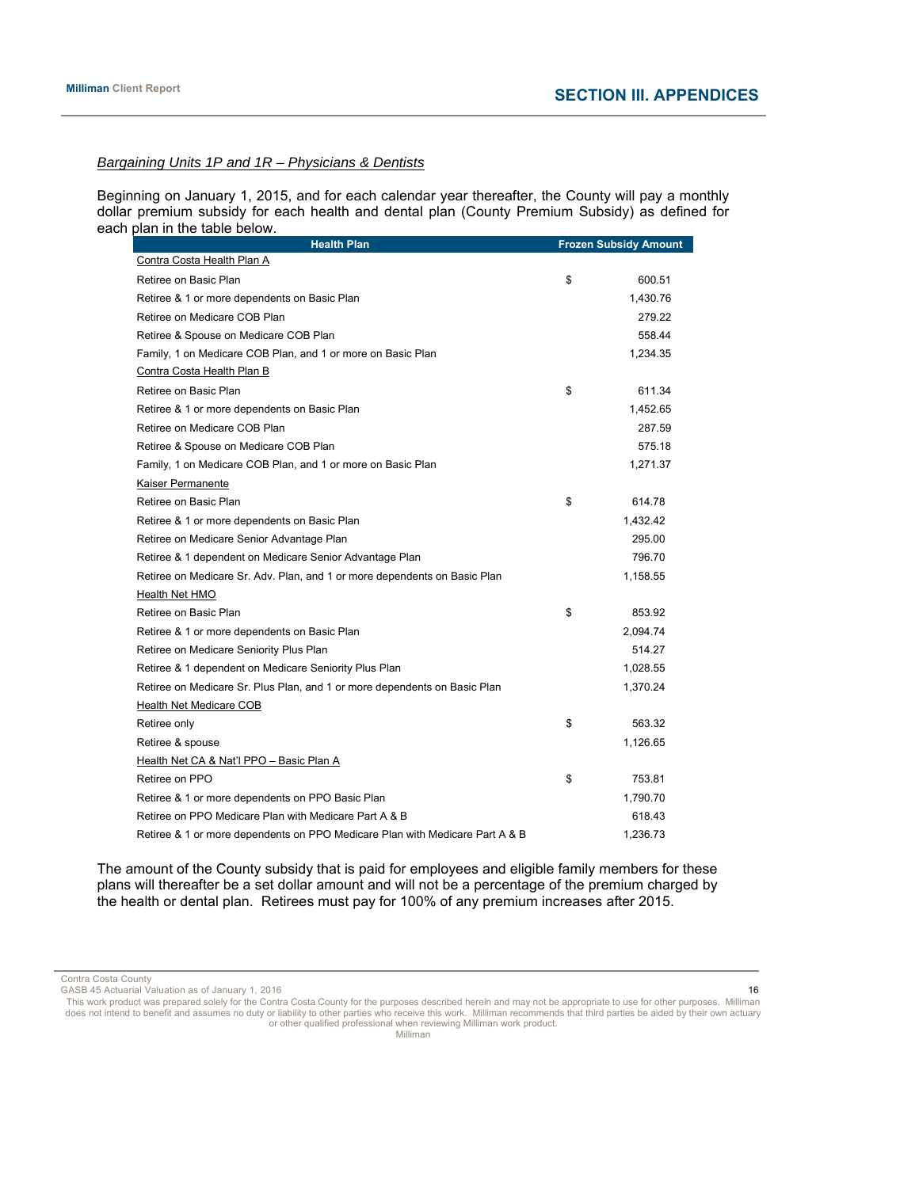*Bargaining Units 1P and 1R – Physicians & Dentists*

Beginning on January 1, 2015, and for each calendar year thereafter, the County will pay a monthly dollar premium subsidy for each health and dental plan (County Premium Subsidy) as defined for each plan in the table below.

| Health Plan | Frozen Subsidy Amount |
|---|---|
| Contra Costa Health Plan A | |
| Retiree on Basic Plan | $ 600.51 |
| Retiree & 1 or more dependents on Basic Plan | 1,430.76 |
| Retiree on Medicare COB Plan | 279.22 |
| Retiree & Spouse on Medicare COB Plan | 558.44 |
| Family, 1 on Medicare COB Plan, and 1 or more on Basic Plan | 1,234.35 |
| Contra Costa Health Plan B | |
| Retiree on Basic Plan | $ 611.34 |
| Retiree & 1 or more dependents on Basic Plan | 1,452.65 |
| Retiree on Medicare COB Plan | 287.59 |
| Retiree & Spouse on Medicare COB Plan | 575.18 |
| Family, 1 on Medicare COB Plan, and 1 or more on Basic Plan | 1,271.37 |
| Kaiser Permanente | |
| Retiree on Basic Plan | $ 614.78 |
| Retiree & 1 or more dependents on Basic Plan | 1,432.42 |
| Retiree on Medicare Senior Advantage Plan | 295.00 |
| Retiree & 1 dependent on Medicare Senior Advantage Plan | 796.70 |
| Retiree on Medicare Sr. Adv. Plan, and 1 or more dependents on Basic Plan | 1,158.55 |
| Health Net HMO | |
| Retiree on Basic Plan | $ 853.92 |
| Retiree & 1 or more dependents on Basic Plan | 2,094.74 |
| Retiree on Medicare Seniority Plus Plan | 514.27 |
| Retiree & 1 dependent on Medicare Seniority Plus Plan | 1,028.55 |
| Retiree on Medicare Sr. Plus Plan, and 1 or more dependents on Basic Plan | 1,370.24 |
| Health Net Medicare COB | |
| Retiree only | $ 563.32 |
| Retiree & spouse | 1,126.65 |
| Health Net CA & Nat'l PPO – Basic Plan A | |
| Retiree on PPO | $ 753.81 |
| Retiree & 1 or more dependents on PPO Basic Plan | 1,790.70 |
| Retiree on PPO Medicare Plan with Medicare Part A & B | 618.43 |
| Retiree & 1 or more dependents on PPO Medicare Plan with Medicare Part A & B | 1,236.73 |

The amount of the County subsidy that is paid for employees and eligible family members for these plans will thereafter be a set dollar amount and will not be a percentage of the premium charged by the health or dental plan. Retirees must pay for 100% of any premium increases after 2015.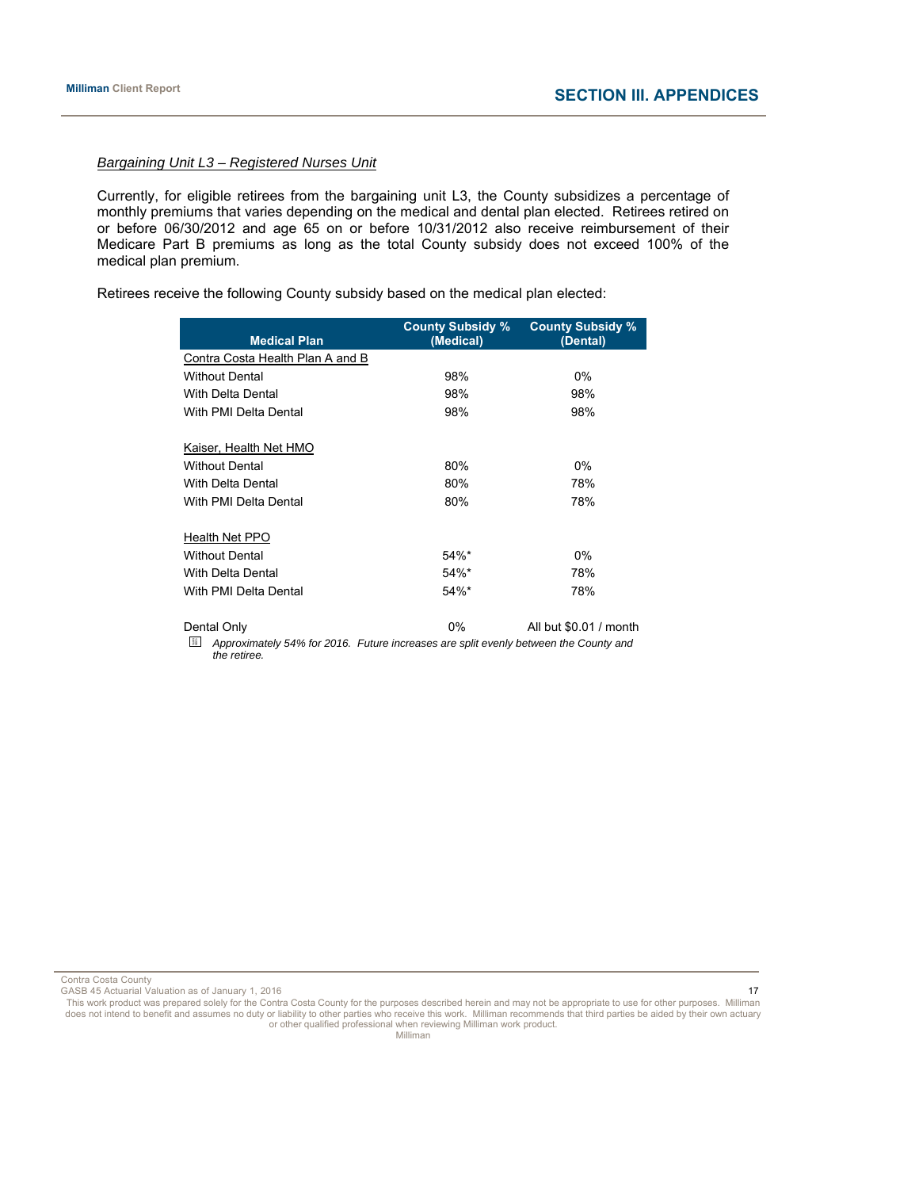*Bargaining Unit L3 – Registered Nurses Unit*

Currently, for eligible retirees from the bargaining unit L3, the County subsidizes a percentage of monthly premiums that varies depending on the medical and dental plan elected. Retirees retired on or before 06/30/2012 and age 65 on or before 10/31/2012 also receive reimbursement of their Medicare Part B premiums as long as the total County subsidy does not exceed 100% of the medical plan premium.

Retirees receive the following County subsidy based on the medical plan elected:

| Medical Plan | County Subsidy % (Medical) | County Subsidy % (Dental) |
|---|---|---|
| Contra Costa Health Plan A and B | | |
| Without Dental | 98% | 0% |
| With Delta Dental | 98% | 98% |
| With PMI Delta Dental | 98% | 98% |
| | | |
| Kaiser, Health Net HMO | | |
| Without Dental | 80% | 0% |
| With Delta Dental | 80% | 78% |
| With PMI Delta Dental | 80% | 78% |
| | | |
| Health Net PPO | | |
| Without Dental | 54%* | 0% |
| With Delta Dental | 54%* | 78% |
| With PMI Delta Dental | 54%* | 78% |
| | | |
| Dental Only | 0% | All but $0.01 / month |

\* *Approximately 54% for 2016. Future increases are split evenly between the County and the retiree.*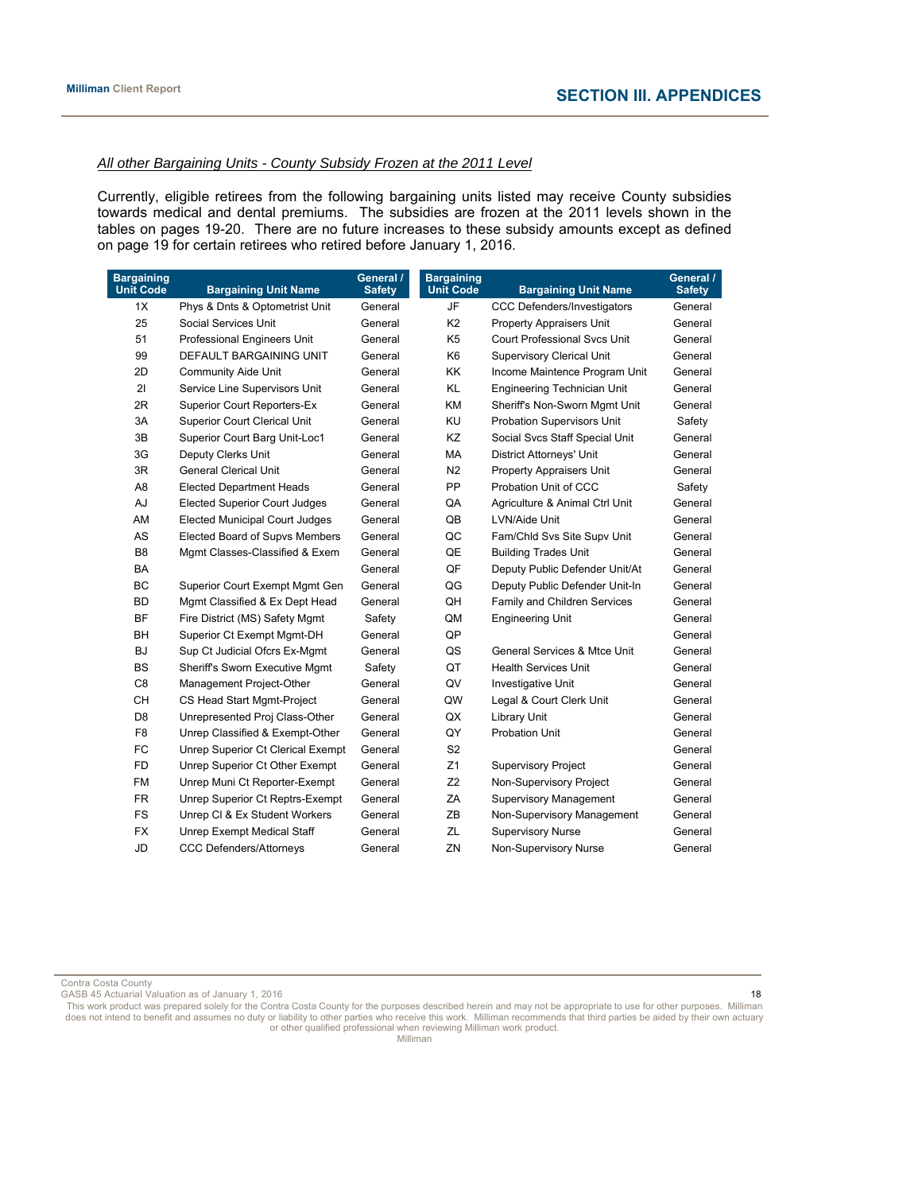*All other Bargaining Units - County Subsidy Frozen at the 2011 Level*

Currently, eligible retirees from the following bargaining units listed may receive County subsidies towards medical and dental premiums. The subsidies are frozen at the 2011 levels shown in the tables on pages 19-20. There are no future increases to these subsidy amounts except as defined on page 19 for certain retirees who retired before January 1, 2016.

| Bargaining Unit Code | Bargaining Unit Name | General / Safety | Bargaining Unit Code | Bargaining Unit Name | General / Safety |
|---|---|---|---|---|---|
| 1X | Phys & Dnts & Optometrist Unit | General | JF | CCC Defenders/Investigators | General |
| 25 | Social Services Unit | General | K2 | Property Appraisers Unit | General |
| 51 | Professional Engineers Unit | General | K5 | Court Professional Svcs Unit | General |
| 99 | DEFAULT BARGAINING UNIT | General | K6 | Supervisory Clerical Unit | General |
| 2D | Community Aide Unit | General | KK | Income Maintence Program Unit | General |
| 2I | Service Line Supervisors Unit | General | KL | Engineering Technician Unit | General |
| 2R | Superior Court Reporters-Ex | General | KM | Sheriff's Non-Sworn Mgmt Unit | General |
| 3A | Superior Court Clerical Unit | General | KU | Probation Supervisors Unit | Safety |
| 3B | Superior Court Barg Unit-Loc1 | General | KZ | Social Svcs Staff Special Unit | General |
| 3G | Deputy Clerks Unit | General | MA | District Attorneys' Unit | General |
| 3R | General Clerical Unit | General | N2 | Property Appraisers Unit | General |
| A8 | Elected Department Heads | General | PP | Probation Unit of CCC | Safety |
| AJ | Elected Superior Court Judges | General | QA | Agriculture & Animal Ctrl Unit | General |
| AM | Elected Municipal Court Judges | General | QB | LVN/Aide Unit | General |
| AS | Elected Board of Supvs Members | General | QC | Fam/Chld Svs Site Supv Unit | General |
| B8 | Mgmt Classes-Classified & Exem | General | QE | Building Trades Unit | General |
| BA | | General | QF | Deputy Public Defender Unit/At | General |
| BC | Superior Court Exempt Mgmt Gen | General | QG | Deputy Public Defender Unit-In | General |
| BD | Mgmt Classified & Ex Dept Head | General | QH | Family and Children Services | General |
| BF | Fire District (MS) Safety Mgmt | Safety | QM | Engineering Unit | General |
| BH | Superior Ct Exempt Mgmt-DH | General | QP | | General |
| BJ | Sup Ct Judicial Ofcrs Ex-Mgmt | General | QS | General Services & Mtce Unit | General |
| BS | Sheriff's Sworn Executive Mgmt | Safety | QT | Health Services Unit | General |
| C8 | Management Project-Other | General | QV | Investigative Unit | General |
| CH | CS Head Start Mgmt-Project | General | QW | Legal & Court Clerk Unit | General |
| D8 | Unrepresented Proj Class-Other | General | QX | Library Unit | General |
| F8 | Unrep Classified & Exempt-Other | General | QY | Probation Unit | General |
| FC | Unrep Superior Ct Clerical Exempt | General | S2 | | General |
| FD | Unrep Superior Ct Other Exempt | General | Z1 | Supervisory Project | General |
| FM | Unrep Muni Ct Reporter-Exempt | General | Z2 | Non-Supervisory Project | General |
| FR | Unrep Superior Ct Reptrs-Exempt | General | ZA | Supervisory Management | General |
| FS | Unrep Cl & Ex Student Workers | General | ZB | Non-Supervisory Management | General |
| FX | Unrep Exempt Medical Staff | General | ZL | Supervisory Nurse | General |
| JD | CCC Defenders/Attorneys | General | ZN | Non-Supervisory Nurse | General |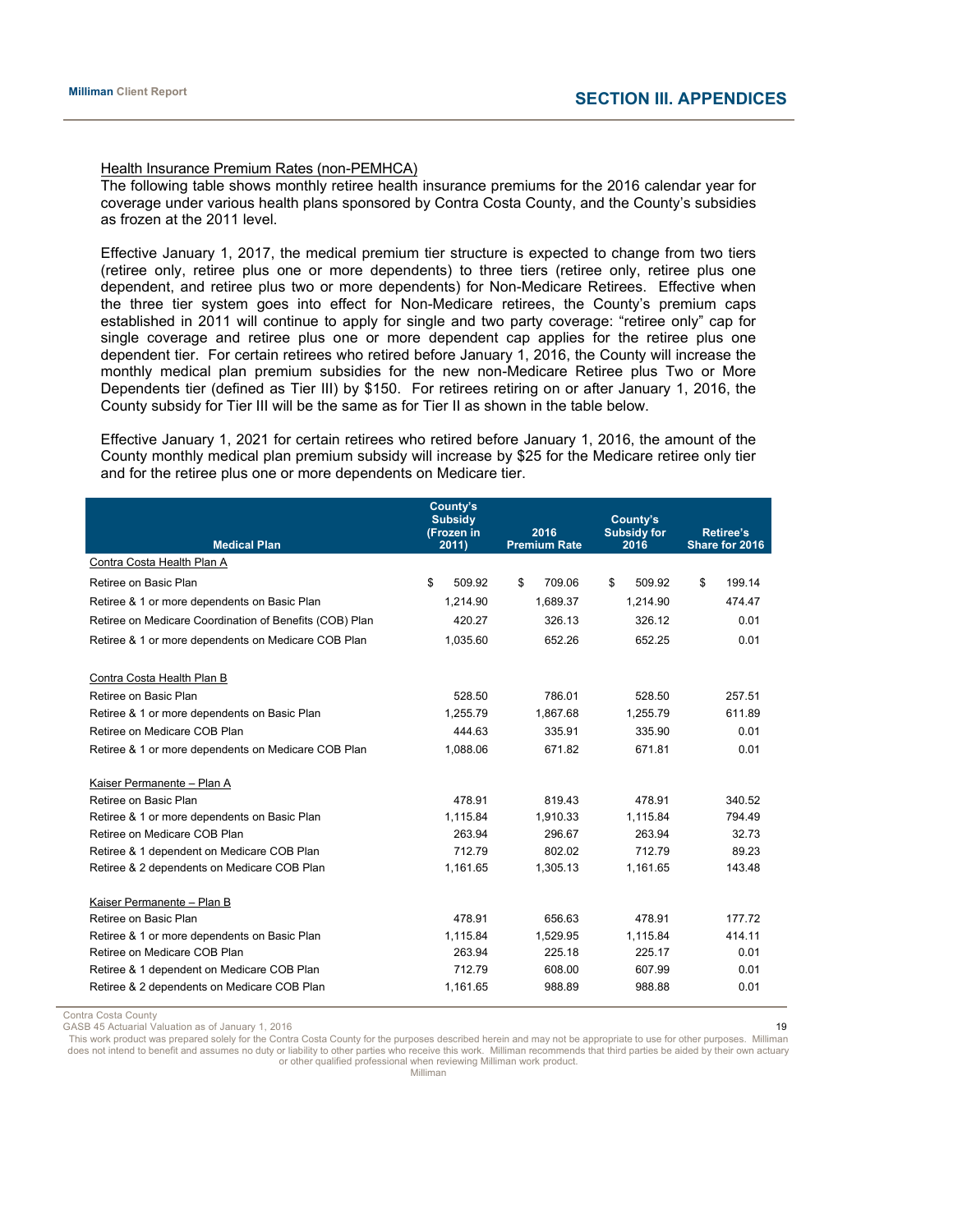Health Insurance Premium Rates (non-PEMHCA)

The following table shows monthly retiree health insurance premiums for the 2016 calendar year for coverage under various health plans sponsored by Contra Costa County, and the County's subsidies as frozen at the 2011 level.

Effective January 1, 2017, the medical premium tier structure is expected to change from two tiers (retiree only, retiree plus one or more dependents) to three tiers (retiree only, retiree plus one dependent, and retiree plus two or more dependents) for Non-Medicare Retirees. Effective when the three tier system goes into effect for Non-Medicare retirees, the County's premium caps established in 2011 will continue to apply for single and two party coverage: "retiree only" cap for single coverage and retiree plus one or more dependent cap applies for the retiree plus one dependent tier. For certain retirees who retired before January 1, 2016, the County will increase the monthly medical plan premium subsidies for the new non-Medicare Retiree plus Two or More Dependents tier (defined as Tier III) by $150. For retirees retiring on or after January 1, 2016, the County subsidy for Tier III will be the same as for Tier II as shown in the table below.

Effective January 1, 2021 for certain retirees who retired before January 1, 2016, the amount of the County monthly medical plan premium subsidy will increase by $25 for the Medicare retiree only tier and for the retiree plus one or more dependents on Medicare tier.

| Medical Plan | County's Subsidy (Frozen in 2011) | 2016 Premium Rate | County's Subsidy for 2016 | Retiree's Share for 2016 |
|---|---|---|---|---|
| Contra Costa Health Plan A | | | | |
| Retiree on Basic Plan | $ 509.92 | $ 709.06 | $ 509.92 | $ 199.14 |
| Retiree & 1 or more dependents on Basic Plan | 1,214.90 | 1,689.37 | 1,214.90 | 474.47 |
| Retiree on Medicare Coordination of Benefits (COB) Plan | 420.27 | 326.13 | 326.12 | 0.01 |
| Retiree & 1 or more dependents on Medicare COB Plan | 1,035.60 | 652.26 | 652.25 | 0.01 |
| Contra Costa Health Plan B | | | | |
| Retiree on Basic Plan | 528.50 | 786.01 | 528.50 | 257.51 |
| Retiree & 1 or more dependents on Basic Plan | 1,255.79 | 1,867.68 | 1,255.79 | 611.89 |
| Retiree on Medicare COB Plan | 444.63 | 335.91 | 335.90 | 0.01 |
| Retiree & 1 or more dependents on Medicare COB Plan | 1,088.06 | 671.82 | 671.81 | 0.01 |
| Kaiser Permanente – Plan A | | | | |
| Retiree on Basic Plan | 478.91 | 819.43 | 478.91 | 340.52 |
| Retiree & 1 or more dependents on Basic Plan | 1,115.84 | 1,910.33 | 1,115.84 | 794.49 |
| Retiree on Medicare COB Plan | 263.94 | 296.67 | 263.94 | 32.73 |
| Retiree & 1 dependent on Medicare COB Plan | 712.79 | 802.02 | 712.79 | 89.23 |
| Retiree & 2 dependents on Medicare COB Plan | 1,161.65 | 1,305.13 | 1,161.65 | 143.48 |
| Kaiser Permanente – Plan B | | | | |
| Retiree on Basic Plan | 478.91 | 656.63 | 478.91 | 177.72 |
| Retiree & 1 or more dependents on Basic Plan | 1,115.84 | 1,529.95 | 1,115.84 | 414.11 |
| Retiree on Medicare COB Plan | 263.94 | 225.18 | 225.17 | 0.01 |
| Retiree & 1 dependent on Medicare COB Plan | 712.79 | 608.00 | 607.99 | 0.01 |
| Retiree & 2 dependents on Medicare COB Plan | 1,161.65 | 988.89 | 988.88 | 0.01 |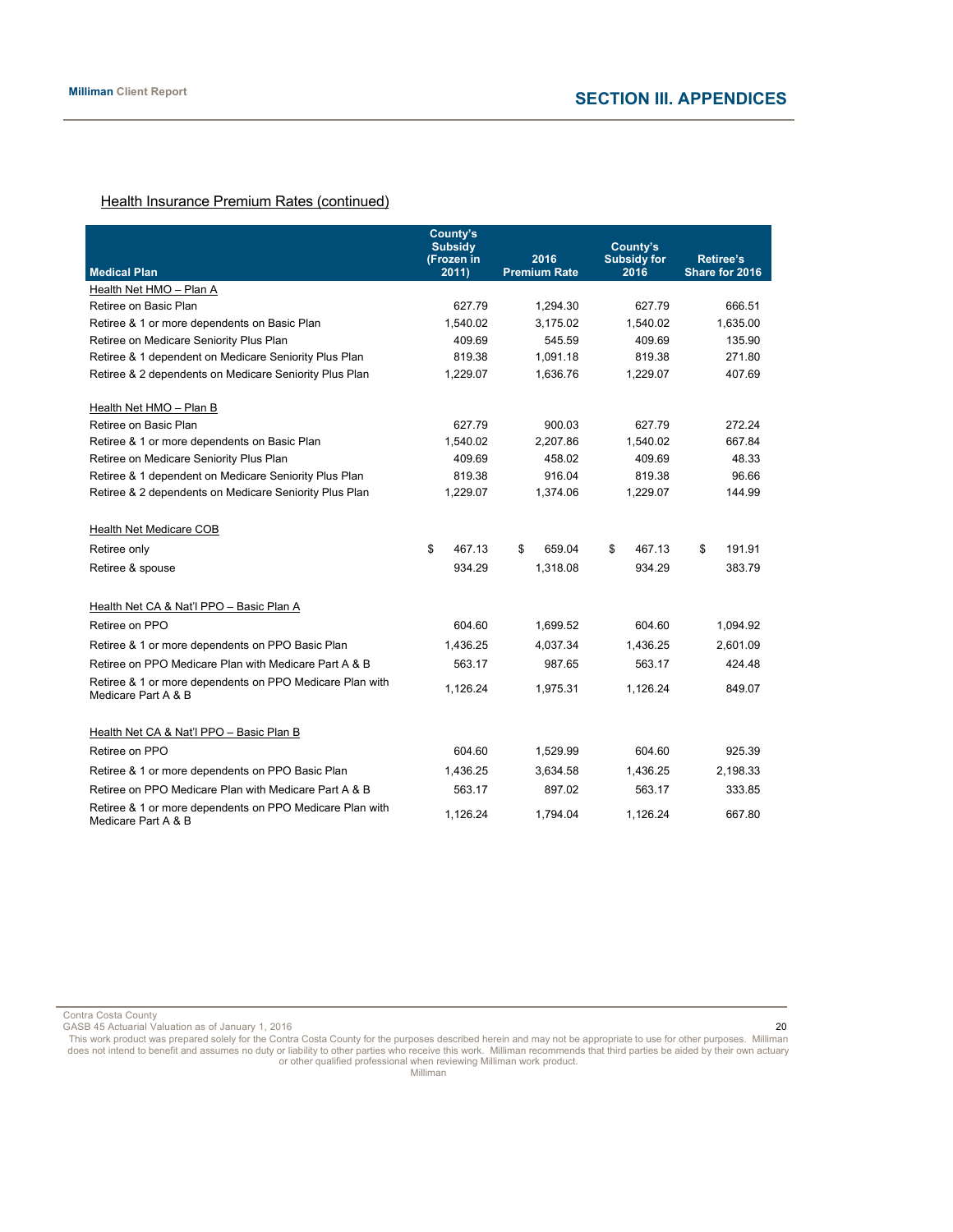Health Insurance Premium Rates (continued)

| Medical Plan | County's Subsidy (Frozen in 2011) | 2016 Premium Rate | County's Subsidy for 2016 | Retiree's Share for 2016 |
|---|---|---|---|---|
| Health Net HMO – Plan A | | | | |
| Retiree on Basic Plan | 627.79 | 1,294.30 | 627.79 | 666.51 |
| Retiree & 1 or more dependents on Basic Plan | 1,540.02 | 3,175.02 | 1,540.02 | 1,635.00 |
| Retiree on Medicare Seniority Plus Plan | 409.69 | 545.59 | 409.69 | 135.90 |
| Retiree & 1 dependent on Medicare Seniority Plus Plan | 819.38 | 1,091.18 | 819.38 | 271.80 |
| Retiree & 2 dependents on Medicare Seniority Plus Plan | 1,229.07 | 1,636.76 | 1,229.07 | 407.69 |
| | | | | |
| Health Net HMO – Plan B | | | | |
| Retiree on Basic Plan | 627.79 | 900.03 | 627.79 | 272.24 |
| Retiree & 1 or more dependents on Basic Plan | 1,540.02 | 2,207.86 | 1,540.02 | 667.84 |
| Retiree on Medicare Seniority Plus Plan | 409.69 | 458.02 | 409.69 | 48.33 |
| Retiree & 1 dependent on Medicare Seniority Plus Plan | 819.38 | 916.04 | 819.38 | 96.66 |
| Retiree & 2 dependents on Medicare Seniority Plus Plan | 1,229.07 | 1,374.06 | 1,229.07 | 144.99 |
| | | | | |
| Health Net Medicare COB | | | | |
| Retiree only | $ 467.13 | $ 659.04 | $ 467.13 | $ 191.91 |
| Retiree & spouse | 934.29 | 1,318.08 | 934.29 | 383.79 |
| | | | | |
| Health Net CA & Nat'l PPO – Basic Plan A | | | | |
| Retiree on PPO | 604.60 | 1,699.52 | 604.60 | 1,094.92 |
| Retiree & 1 or more dependents on PPO Basic Plan | 1,436.25 | 4,037.34 | 1,436.25 | 2,601.09 |
| Retiree on PPO Medicare Plan with Medicare Part A & B | 563.17 | 987.65 | 563.17 | 424.48 |
| Retiree & 1 or more dependents on PPO Medicare Plan with Medicare Part A & B | 1,126.24 | 1,975.31 | 1,126.24 | 849.07 |
| | | | | |
| Health Net CA & Nat'l PPO – Basic Plan B | | | | |
| Retiree on PPO | 604.60 | 1,529.99 | 604.60 | 925.39 |
| Retiree & 1 or more dependents on PPO Basic Plan | 1,436.25 | 3,634.58 | 1,436.25 | 2,198.33 |
| Retiree on PPO Medicare Plan with Medicare Part A & B | 563.17 | 897.02 | 563.17 | 333.85 |
| Retiree & 1 or more dependents on PPO Medicare Plan with Medicare Part A & B | 1,126.24 | 1,794.04 | 1,126.24 | 667.80 |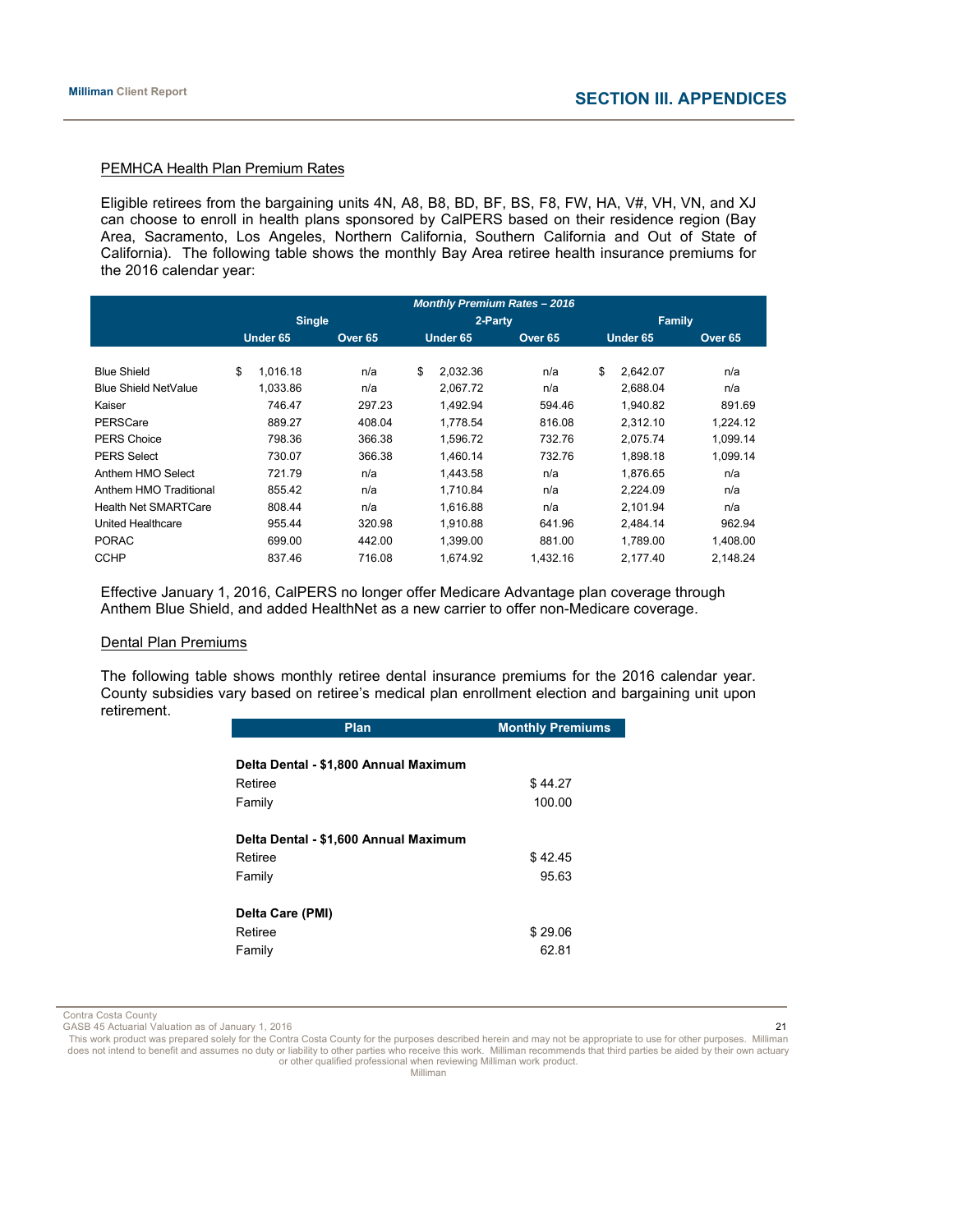## PEMHCA Health Plan Premium Rates

Eligible retirees from the bargaining units 4N, A8, B8, BD, BF, BS, F8, FW, HA, V#, VH, VN, and XJ can choose to enroll in health plans sponsored by CalPERS based on their residence region (Bay Area, Sacramento, Los Angeles, Northern California, Southern California and Out of State of California). The following table shows the monthly Bay Area retiree health insurance premiums for the 2016 calendar year:

| | Monthly Premium Rates – 2016 | | | | | |
|---|---|---|---|---|---|---|
| | Single | | 2-Party | | Family | |
| | Under 65 | Over 65 | Under 65 | Over 65 | Under 65 | Over 65 |
| Blue Shield | $ 1,016.18 | n/a | $ 2,032.36 | n/a | $ 2,642.07 | n/a |
| Blue Shield NetValue | 1,033.86 | n/a | 2,067.72 | n/a | 2,688.04 | n/a |
| Kaiser | 746.47 | 297.23 | 1,492.94 | 594.46 | 1,940.82 | 891.69 |
| PERSCare | 889.27 | 408.04 | 1,778.54 | 816.08 | 2,312.10 | 1,224.12 |
| PERS Choice | 798.36 | 366.38 | 1,596.72 | 732.76 | 2,075.74 | 1,099.14 |
| PERS Select | 730.07 | 366.38 | 1,460.14 | 732.76 | 1,898.18 | 1,099.14 |
| Anthem HMO Select | 721.79 | n/a | 1,443.58 | n/a | 1,876.65 | n/a |
| Anthem HMO Traditional | 855.42 | n/a | 1,710.84 | n/a | 2,224.09 | n/a |
| Health Net SMARTCare | 808.44 | n/a | 1,616.88 | n/a | 2,101.94 | n/a |
| United Healthcare | 955.44 | 320.98 | 1,910.88 | 641.96 | 2,484.14 | 962.94 |
| PORAC | 699.00 | 442.00 | 1,399.00 | 881.00 | 1,789.00 | 1,408.00 |
| CCHP | 837.46 | 716.08 | 1,674.92 | 1,432.16 | 2,177.40 | 2,148.24 |

Effective January 1, 2016, CalPERS no longer offer Medicare Advantage plan coverage through Anthem Blue Shield, and added HealthNet as a new carrier to offer non-Medicare coverage.

## Dental Plan Premiums

The following table shows monthly retiree dental insurance premiums for the 2016 calendar year. County subsidies vary based on retiree's medical plan enrollment election and bargaining unit upon retirement.

| Plan | Monthly Premiums |
|---|---|
| **Delta Dental - $1,800 Annual Maximum** | |
| Retiree | $ 44.27 |
| Family | 100.00 |
| **Delta Dental - $1,600 Annual Maximum** | |
| Retiree | $ 42.45 |
| Family | 95.63 |
| **Delta Care (PMI)** | |
| Retiree | $ 29.06 |
| Family | 62.81 |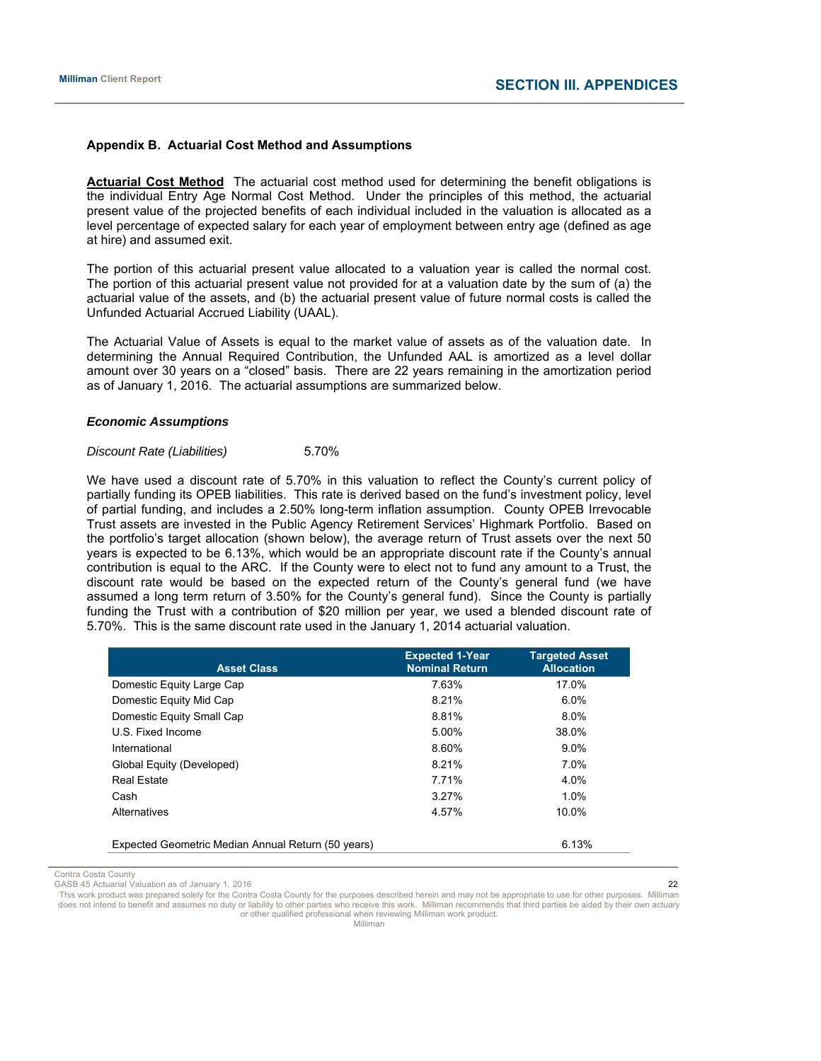## Appendix B. Actuarial Cost Method and Assumptions

**Actuarial Cost Method** The actuarial cost method used for determining the benefit obligations is the individual Entry Age Normal Cost Method. Under the principles of this method, the actuarial present value of the projected benefits of each individual included in the valuation is allocated as a level percentage of expected salary for each year of employment between entry age (defined as age at hire) and assumed exit.

The portion of this actuarial present value allocated to a valuation year is called the normal cost. The portion of this actuarial present value not provided for at a valuation date by the sum of (a) the actuarial value of the assets, and (b) the actuarial present value of future normal costs is called the Unfunded Actuarial Accrued Liability (UAAL).

The Actuarial Value of Assets is equal to the market value of assets as of the valuation date. In determining the Annual Required Contribution, the Unfunded AAL is amortized as a level dollar amount over 30 years on a "closed" basis. There are 22 years remaining in the amortization period as of January 1, 2016. The actuarial assumptions are summarized below.

### *Economic Assumptions*

*Discount Rate (Liabilities)* 5.70%

We have used a discount rate of 5.70% in this valuation to reflect the County's current policy of partially funding its OPEB liabilities. This rate is derived based on the fund's investment policy, level of partial funding, and includes a 2.50% long-term inflation assumption. County OPEB Irrevocable Trust assets are invested in the Public Agency Retirement Services' Highmark Portfolio. Based on the portfolio's target allocation (shown below), the average return of Trust assets over the next 50 years is expected to be 6.13%, which would be an appropriate discount rate if the County's annual contribution is equal to the ARC. If the County were to elect not to fund any amount to a Trust, the discount rate would be based on the expected return of the County's general fund (we have assumed a long term return of 3.50% for the County's general fund). Since the County is partially funding the Trust with a contribution of $20 million per year, we used a blended discount rate of 5.70%. This is the same discount rate used in the January 1, 2014 actuarial valuation.

| Asset Class | Expected 1-Year Nominal Return | Targeted Asset Allocation |
|---|---|---|
| Domestic Equity Large Cap | 7.63% | 17.0% |
| Domestic Equity Mid Cap | 8.21% | 6.0% |
| Domestic Equity Small Cap | 8.81% | 8.0% |
| U.S. Fixed Income | 5.00% | 38.0% |
| International | 8.60% | 9.0% |
| Global Equity (Developed) | 8.21% | 7.0% |
| Real Estate | 7.71% | 4.0% |
| Cash | 3.27% | 1.0% |
| Alternatives | 4.57% | 10.0% |
| | | |
| Expected Geometric Median Annual Return (50 years) | | 6.13% |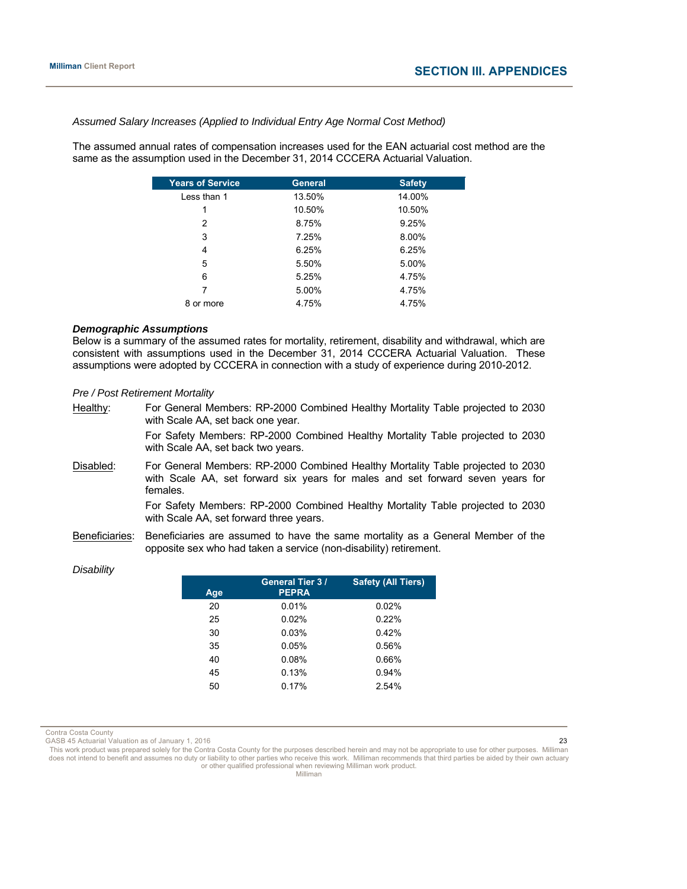*Assumed Salary Increases (Applied to Individual Entry Age Normal Cost Method)*

The assumed annual rates of compensation increases used for the EAN actuarial cost method are the same as the assumption used in the December 31, 2014 CCCERA Actuarial Valuation.

| Years of Service | General | Safety |
|---|---|---|
| Less than 1 | 13.50% | 14.00% |
| 1 | 10.50% | 10.50% |
| 2 | 8.75% | 9.25% |
| 3 | 7.25% | 8.00% |
| 4 | 6.25% | 6.25% |
| 5 | 5.50% | 5.00% |
| 6 | 5.25% | 4.75% |
| 7 | 5.00% | 4.75% |
| 8 or more | 4.75% | 4.75% |

***Demographic Assumptions***

Below is a summary of the assumed rates for mortality, retirement, disability and withdrawal, which are consistent with assumptions used in the December 31, 2014 CCCERA Actuarial Valuation. These assumptions were adopted by CCCERA in connection with a study of experience during 2010-2012.

*Pre / Post Retirement Mortality*

Healthy: For General Members: RP-2000 Combined Healthy Mortality Table projected to 2030 with Scale AA, set back one year.

For Safety Members: RP-2000 Combined Healthy Mortality Table projected to 2030 with Scale AA, set back two years.

Disabled: For General Members: RP-2000 Combined Healthy Mortality Table projected to 2030 with Scale AA, set forward six years for males and set forward seven years for females.

For Safety Members: RP-2000 Combined Healthy Mortality Table projected to 2030 with Scale AA, set forward three years.

Beneficiaries: Beneficiaries are assumed to have the same mortality as a General Member of the opposite sex who had taken a service (non-disability) retirement.

*Disability*

| Age | General Tier 3 / PEPRA | Safety (All Tiers) |
|---|---|---|
| 20 | 0.01% | 0.02% |
| 25 | 0.02% | 0.22% |
| 30 | 0.03% | 0.42% |
| 35 | 0.05% | 0.56% |
| 40 | 0.08% | 0.66% |
| 45 | 0.13% | 0.94% |
| 50 | 0.17% | 2.54% |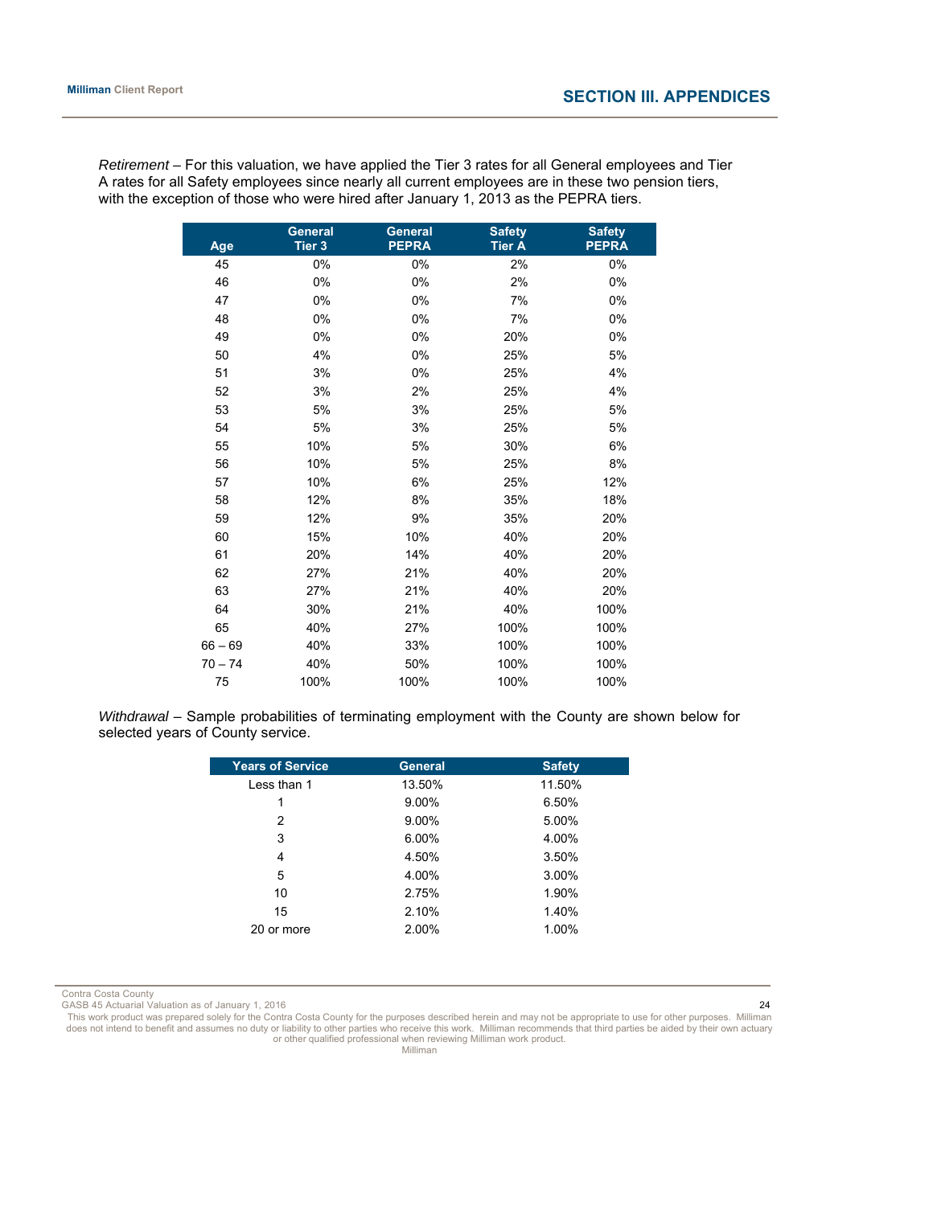*Retirement* – For this valuation, we have applied the Tier 3 rates for all General employees and Tier A rates for all Safety employees since nearly all current employees are in these two pension tiers, with the exception of those who were hired after January 1, 2013 as the PEPRA tiers.

| Age | General Tier 3 | General PEPRA | Safety Tier A | Safety PEPRA |
|---|---|---|---|---|
| 45 | 0% | 0% | 2% | 0% |
| 46 | 0% | 0% | 2% | 0% |
| 47 | 0% | 0% | 7% | 0% |
| 48 | 0% | 0% | 7% | 0% |
| 49 | 0% | 0% | 20% | 0% |
| 50 | 4% | 0% | 25% | 5% |
| 51 | 3% | 0% | 25% | 4% |
| 52 | 3% | 2% | 25% | 4% |
| 53 | 5% | 3% | 25% | 5% |
| 54 | 5% | 3% | 25% | 5% |
| 55 | 10% | 5% | 30% | 6% |
| 56 | 10% | 5% | 25% | 8% |
| 57 | 10% | 6% | 25% | 12% |
| 58 | 12% | 8% | 35% | 18% |
| 59 | 12% | 9% | 35% | 20% |
| 60 | 15% | 10% | 40% | 20% |
| 61 | 20% | 14% | 40% | 20% |
| 62 | 27% | 21% | 40% | 20% |
| 63 | 27% | 21% | 40% | 20% |
| 64 | 30% | 21% | 40% | 100% |
| 65 | 40% | 27% | 100% | 100% |
| 66 – 69 | 40% | 33% | 100% | 100% |
| 70 – 74 | 40% | 50% | 100% | 100% |
| 75 | 100% | 100% | 100% | 100% |

*Withdrawal* – Sample probabilities of terminating employment with the County are shown below for selected years of County service.

| Years of Service | General | Safety |
|---|---|---|
| Less than 1 | 13.50% | 11.50% |
| 1 | 9.00% | 6.50% |
| 2 | 9.00% | 5.00% |
| 3 | 6.00% | 4.00% |
| 4 | 4.50% | 3.50% |
| 5 | 4.00% | 3.00% |
| 10 | 2.75% | 1.90% |
| 15 | 2.10% | 1.40% |
| 20 or more | 2.00% | 1.00% |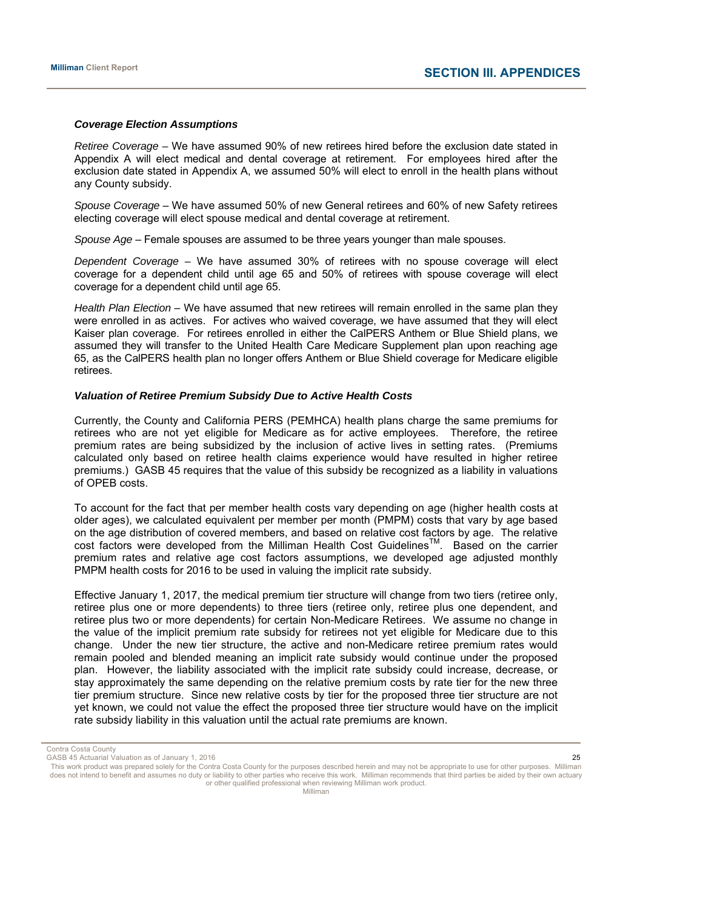### *Coverage Election Assumptions*

*Retiree Coverage* – We have assumed 90% of new retirees hired before the exclusion date stated in Appendix A will elect medical and dental coverage at retirement. For employees hired after the exclusion date stated in Appendix A, we assumed 50% will elect to enroll in the health plans without any County subsidy.

*Spouse Coverage* – We have assumed 50% of new General retirees and 60% of new Safety retirees electing coverage will elect spouse medical and dental coverage at retirement.

*Spouse Age* – Female spouses are assumed to be three years younger than male spouses.

*Dependent Coverage* – We have assumed 30% of retirees with no spouse coverage will elect coverage for a dependent child until age 65 and 50% of retirees with spouse coverage will elect coverage for a dependent child until age 65.

*Health Plan Election* – We have assumed that new retirees will remain enrolled in the same plan they were enrolled in as actives. For actives who waived coverage, we have assumed that they will elect Kaiser plan coverage. For retirees enrolled in either the CalPERS Anthem or Blue Shield plans, we assumed they will transfer to the United Health Care Medicare Supplement plan upon reaching age 65, as the CalPERS health plan no longer offers Anthem or Blue Shield coverage for Medicare eligible retirees.

### *Valuation of Retiree Premium Subsidy Due to Active Health Costs*

Currently, the County and California PERS (PEMHCA) health plans charge the same premiums for retirees who are not yet eligible for Medicare as for active employees. Therefore, the retiree premium rates are being subsidized by the inclusion of active lives in setting rates. (Premiums calculated only based on retiree health claims experience would have resulted in higher retiree premiums.) GASB 45 requires that the value of this subsidy be recognized as a liability in valuations of OPEB costs.

To account for the fact that per member health costs vary depending on age (higher health costs at older ages), we calculated equivalent per member per month (PMPM) costs that vary by age based on the age distribution of covered members, and based on relative cost factors by age. The relative cost factors were developed from the Milliman Health Cost Guidelines™. Based on the carrier premium rates and relative age cost factors assumptions, we developed age adjusted monthly PMPM health costs for 2016 to be used in valuing the implicit rate subsidy.

Effective January 1, 2017, the medical premium tier structure will change from two tiers (retiree only, retiree plus one or more dependents) to three tiers (retiree only, retiree plus one dependent, and retiree plus two or more dependents) for certain Non-Medicare Retirees. We assume no change in the value of the implicit premium rate subsidy for retirees not yet eligible for Medicare due to this change. Under the new tier structure, the active and non-Medicare retiree premium rates would remain pooled and blended meaning an implicit rate subsidy would continue under the proposed plan. However, the liability associated with the implicit rate subsidy could increase, decrease, or stay approximately the same depending on the relative premium costs by rate tier for the new three tier premium structure. Since new relative costs by tier for the proposed three tier structure are not yet known, we could not value the effect the proposed three tier structure would have on the implicit rate subsidy liability in this valuation until the actual rate premiums are known.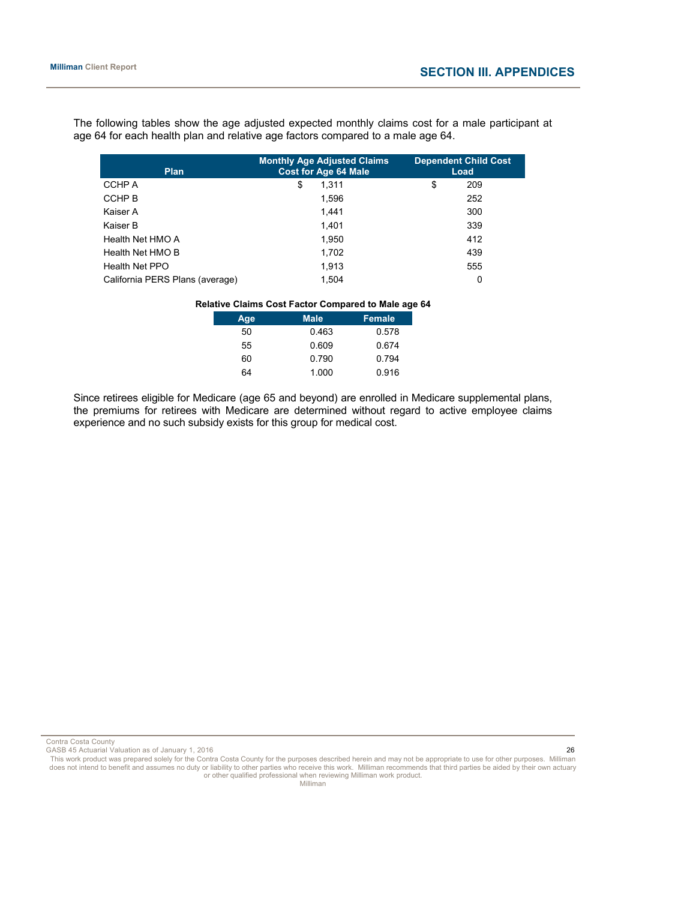The following tables show the age adjusted expected monthly claims cost for a male participant at age 64 for each health plan and relative age factors compared to a male age 64.

| Plan | Monthly Age Adjusted Claims Cost for Age 64 Male | Dependent Child Cost Load |
|---|---|---|
| CCHP A | $ 1,311 | $ 209 |
| CCHP B | 1,596 | 252 |
| Kaiser A | 1,441 | 300 |
| Kaiser B | 1,401 | 339 |
| Health Net HMO A | 1,950 | 412 |
| Health Net HMO B | 1,702 | 439 |
| Health Net PPO | 1,913 | 555 |
| California PERS Plans (average) | 1,504 | 0 |

**Relative Claims Cost Factor Compared to Male age 64**

| Age | Male | Female |
|---|---|---|
| 50 | 0.463 | 0.578 |
| 55 | 0.609 | 0.674 |
| 60 | 0.790 | 0.794 |
| 64 | 1.000 | 0.916 |

Since retirees eligible for Medicare (age 65 and beyond) are enrolled in Medicare supplemental plans, the premiums for retirees with Medicare are determined without regard to active employee claims experience and no such subsidy exists for this group for medical cost.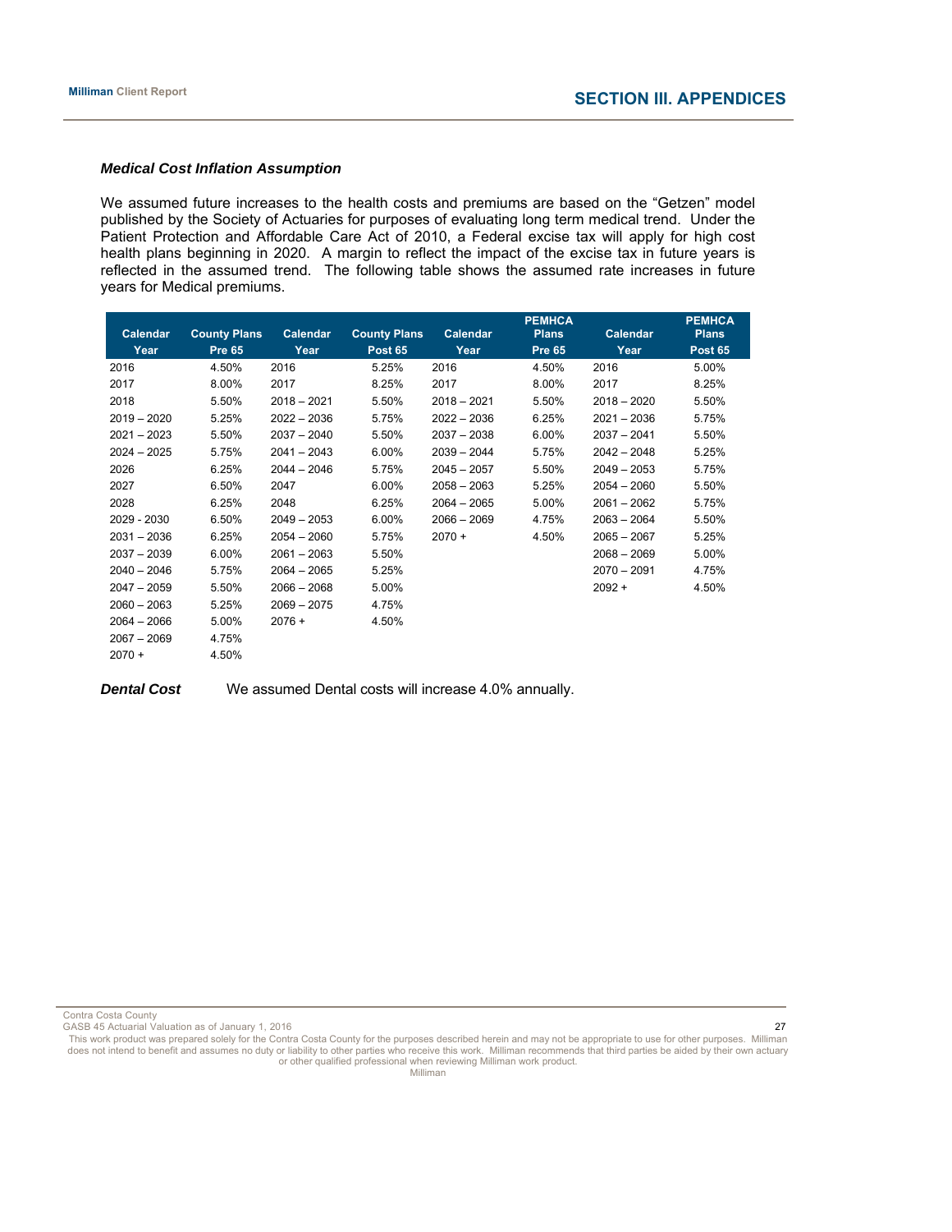### *Medical Cost Inflation Assumption*

We assumed future increases to the health costs and premiums are based on the "Getzen" model published by the Society of Actuaries for purposes of evaluating long term medical trend. Under the Patient Protection and Affordable Care Act of 2010, a Federal excise tax will apply for high cost health plans beginning in 2020. A margin to reflect the impact of the excise tax in future years is reflected in the assumed trend. The following table shows the assumed rate increases in future years for Medical premiums.

| Calendar Year | County Plans Pre 65 | Calendar Year | County Plans Post 65 | Calendar Year | PEMHCA Plans Pre 65 | Calendar Year | PEMHCA Plans Post 65 |
|---|---|---|---|---|---|---|---|
| 2016 | 4.50% | 2016 | 5.25% | 2016 | 4.50% | 2016 | 5.00% |
| 2017 | 8.00% | 2017 | 8.25% | 2017 | 8.00% | 2017 | 8.25% |
| 2018 | 5.50% | 2018 – 2021 | 5.50% | 2018 – 2021 | 5.50% | 2018 – 2020 | 5.50% |
| 2019 – 2020 | 5.25% | 2022 – 2036 | 5.75% | 2022 – 2036 | 6.25% | 2021 – 2036 | 5.75% |
| 2021 – 2023 | 5.50% | 2037 – 2040 | 5.50% | 2037 – 2038 | 6.00% | 2037 – 2041 | 5.50% |
| 2024 – 2025 | 5.75% | 2041 – 2043 | 6.00% | 2039 – 2044 | 5.75% | 2042 – 2048 | 5.25% |
| 2026 | 6.25% | 2044 – 2046 | 5.75% | 2045 – 2057 | 5.50% | 2049 – 2053 | 5.75% |
| 2027 | 6.50% | 2047 | 6.00% | 2058 – 2063 | 5.25% | 2054 – 2060 | 5.50% |
| 2028 | 6.25% | 2048 | 6.25% | 2064 – 2065 | 5.00% | 2061 – 2062 | 5.75% |
| 2029 - 2030 | 6.50% | 2049 – 2053 | 6.00% | 2066 – 2069 | 4.75% | 2063 – 2064 | 5.50% |
| 2031 – 2036 | 6.25% | 2054 – 2060 | 5.75% | 2070 + | 4.50% | 2065 – 2067 | 5.25% |
| 2037 – 2039 | 6.00% | 2061 – 2063 | 5.50% | | | 2068 – 2069 | 5.00% |
| 2040 – 2046 | 5.75% | 2064 – 2065 | 5.25% | | | 2070 – 2091 | 4.75% |
| 2047 – 2059 | 5.50% | 2066 – 2068 | 5.00% | | | 2092 + | 4.50% |
| 2060 – 2063 | 5.25% | 2069 – 2075 | 4.75% | | | | |
| 2064 – 2066 | 5.00% | 2076 + | 4.50% | | | | |
| 2067 – 2069 | 4.75% | | | | | | |
| 2070 + | 4.50% | | | | | | |

***Dental Cost*** We assumed Dental costs will increase 4.0% annually.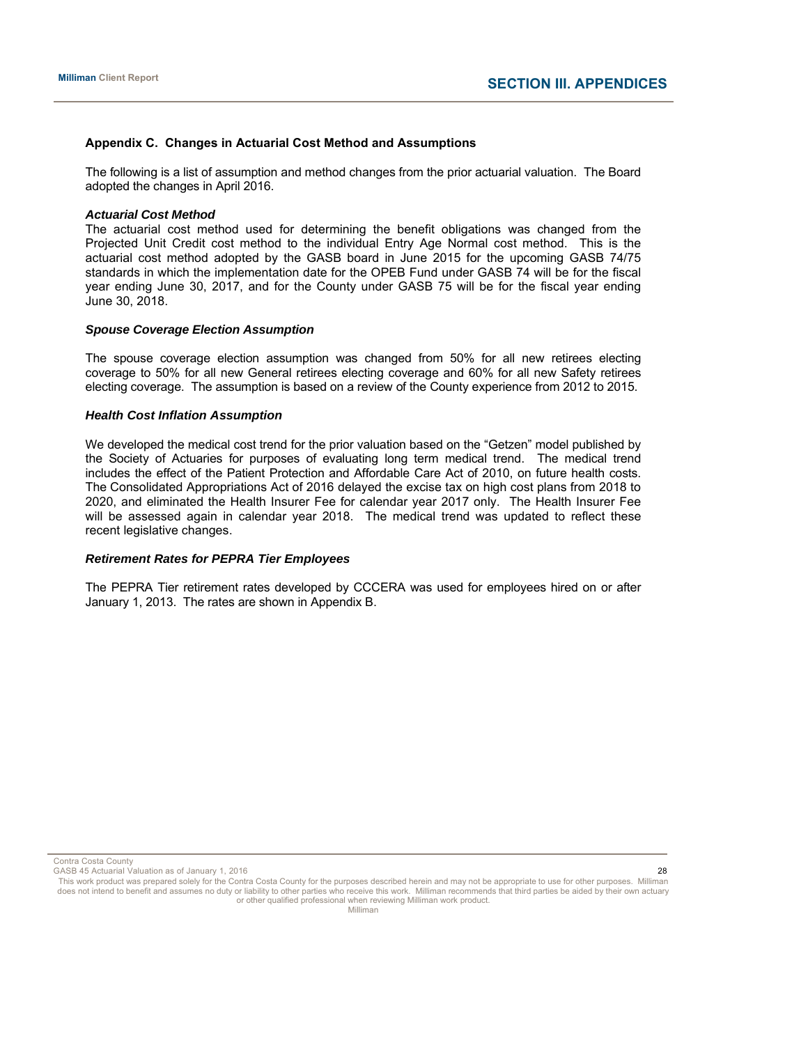## Appendix C. Changes in Actuarial Cost Method and Assumptions

The following is a list of assumption and method changes from the prior actuarial valuation. The Board adopted the changes in April 2016.

***Actuarial Cost Method***

The actuarial cost method used for determining the benefit obligations was changed from the Projected Unit Credit cost method to the individual Entry Age Normal cost method. This is the actuarial cost method adopted by the GASB board in June 2015 for the upcoming GASB 74/75 standards in which the implementation date for the OPEB Fund under GASB 74 will be for the fiscal year ending June 30, 2017, and for the County under GASB 75 will be for the fiscal year ending June 30, 2018.

***Spouse Coverage Election Assumption***

The spouse coverage election assumption was changed from 50% for all new retirees electing coverage to 50% for all new General retirees electing coverage and 60% for all new Safety retirees electing coverage. The assumption is based on a review of the County experience from 2012 to 2015.

***Health Cost Inflation Assumption***

We developed the medical cost trend for the prior valuation based on the "Getzen" model published by the Society of Actuaries for purposes of evaluating long term medical trend. The medical trend includes the effect of the Patient Protection and Affordable Care Act of 2010, on future health costs. The Consolidated Appropriations Act of 2016 delayed the excise tax on high cost plans from 2018 to 2020, and eliminated the Health Insurer Fee for calendar year 2017 only. The Health Insurer Fee will be assessed again in calendar year 2018. The medical trend was updated to reflect these recent legislative changes.

***Retirement Rates for PEPRA Tier Employees***

The PEPRA Tier retirement rates developed by CCCERA was used for employees hired on or after January 1, 2013. The rates are shown in Appendix B.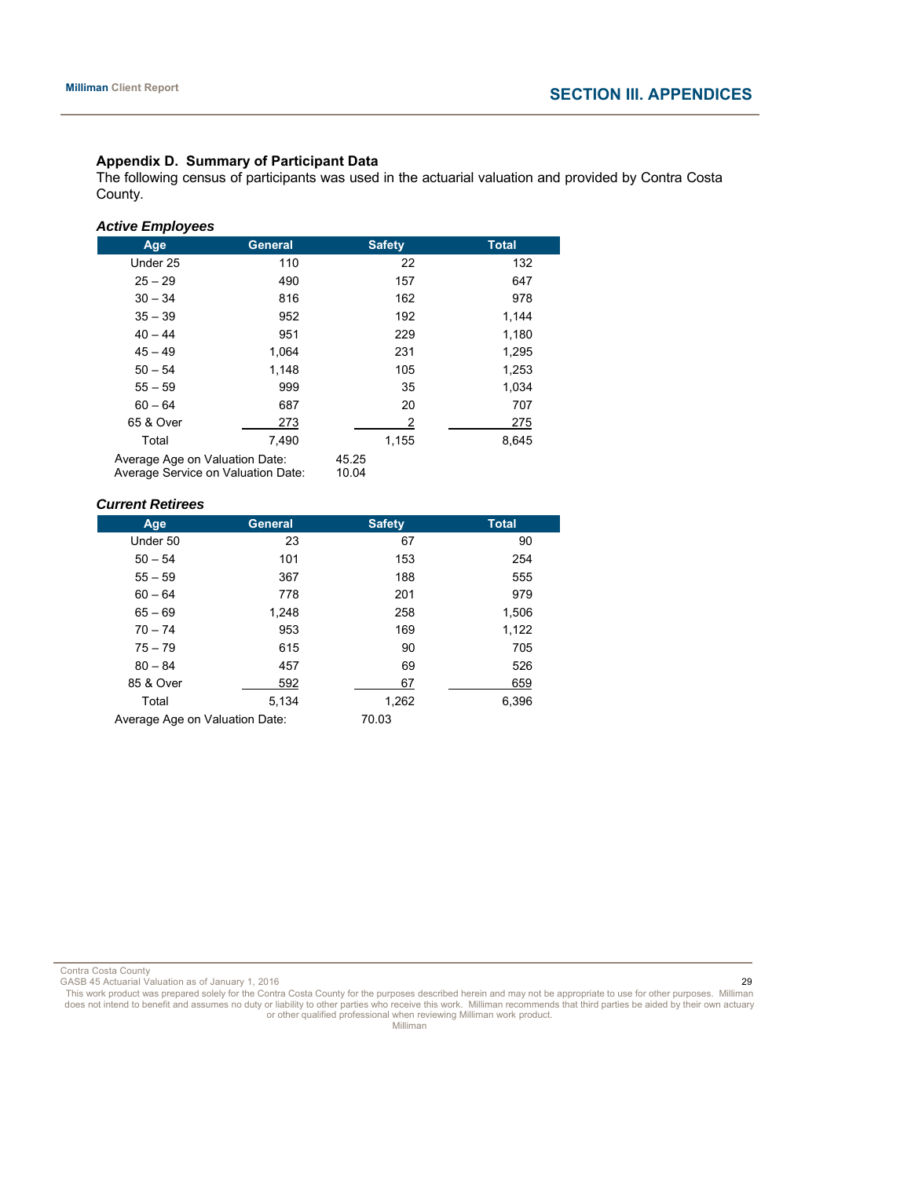## Appendix D. Summary of Participant Data

The following census of participants was used in the actuarial valuation and provided by Contra Costa County.

### *Active Employees*

| Age | General | Safety | Total |
|---|---|---|---|
| Under 25 | 110 | 22 | 132 |
| 25 – 29 | 490 | 157 | 647 |
| 30 – 34 | 816 | 162 | 978 |
| 35 – 39 | 952 | 192 | 1,144 |
| 40 – 44 | 951 | 229 | 1,180 |
| 45 – 49 | 1,064 | 231 | 1,295 |
| 50 – 54 | 1,148 | 105 | 1,253 |
| 55 – 59 | 999 | 35 | 1,034 |
| 60 – 64 | 687 | 20 | 707 |
| 65 & Over | 273 | 2 | 275 |
| Total | 7,490 | 1,155 | 8,645 |

Average Age on Valuation Date: 45.25
Average Service on Valuation Date: 10.04

### *Current Retirees*

| Age | General | Safety | Total |
|---|---|---|---|
| Under 50 | 23 | 67 | 90 |
| 50 – 54 | 101 | 153 | 254 |
| 55 – 59 | 367 | 188 | 555 |
| 60 – 64 | 778 | 201 | 979 |
| 65 – 69 | 1,248 | 258 | 1,506 |
| 70 – 74 | 953 | 169 | 1,122 |
| 75 – 79 | 615 | 90 | 705 |
| 80 – 84 | 457 | 69 | 526 |
| 85 & Over | 592 | 67 | 659 |
| Total | 5,134 | 1,262 | 6,396 |

Average Age on Valuation Date: 70.03